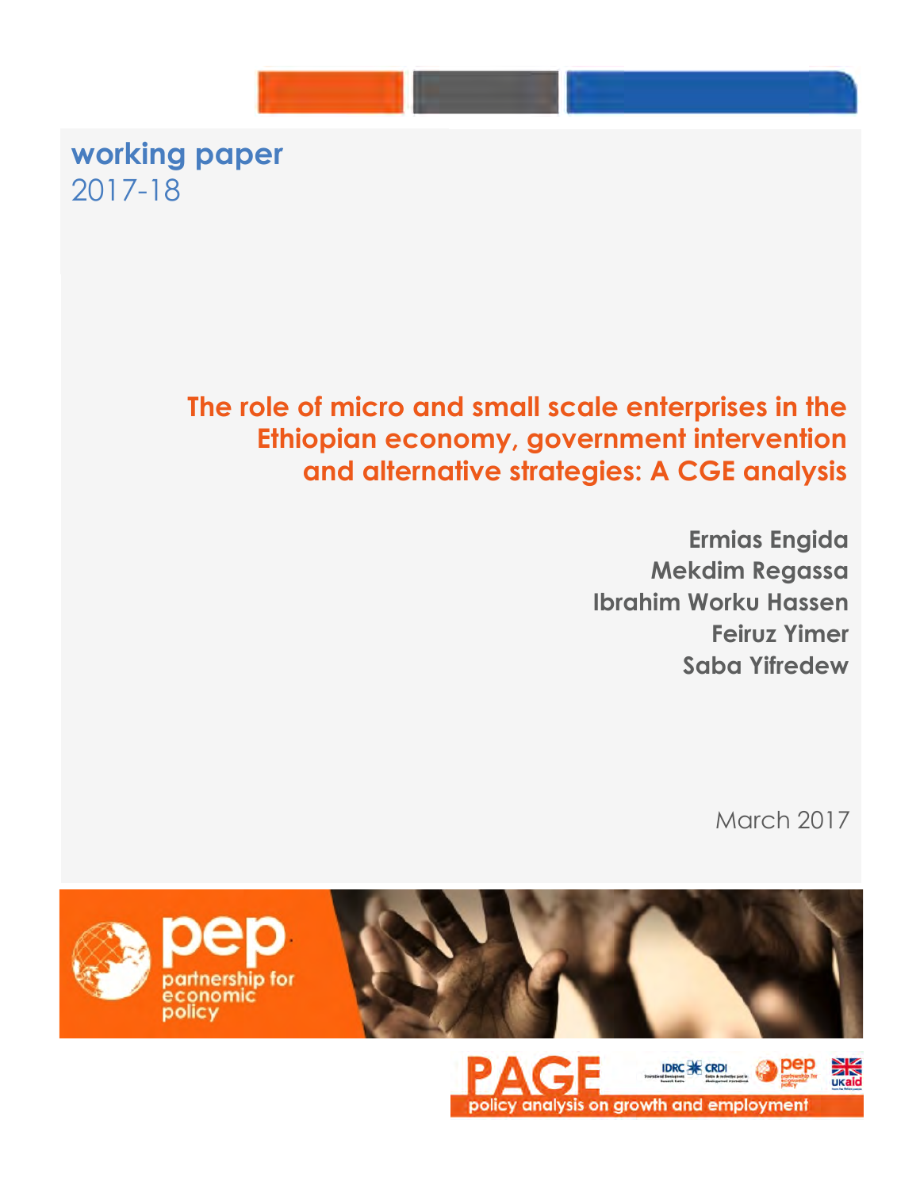working paper
2017-18

# The role of micro and small scale enterprises in the Ethiopian economy, government intervention and alternative strategies: A CGE analysis

**Ermias Engida**
**Mekdim Regassa**
**Ibrahim Worku Hassen**
**Feiruz Yimer**
**Saba Yifredew**

March 2017

pep partnership for economic policy

PAGE policy analysis on growth and employment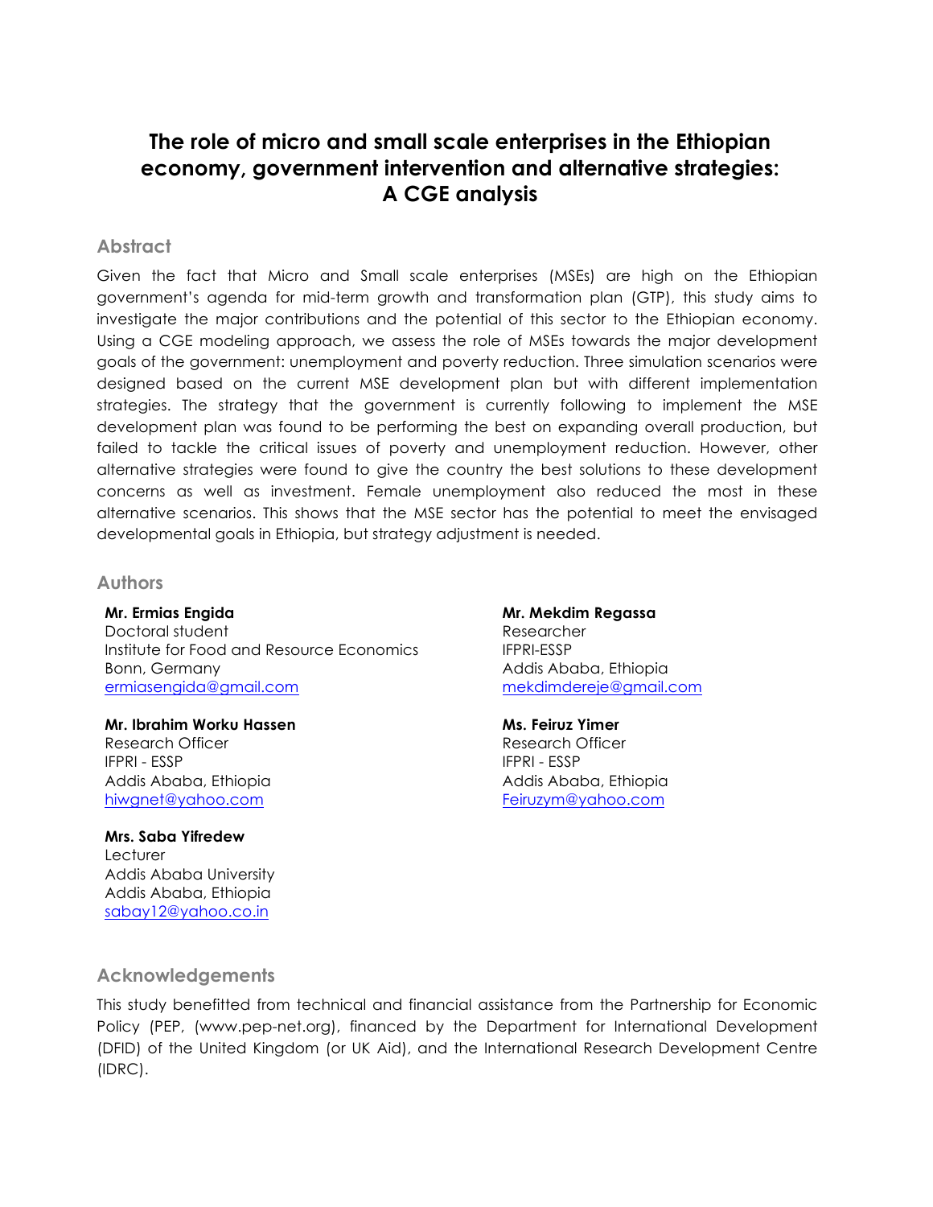# The role of micro and small scale enterprises in the Ethiopian economy, government intervention and alternative strategies: A CGE analysis

## Abstract

Given the fact that Micro and Small scale enterprises (MSEs) are high on the Ethiopian government's agenda for mid-term growth and transformation plan (GTP), this study aims to investigate the major contributions and the potential of this sector to the Ethiopian economy. Using a CGE modeling approach, we assess the role of MSEs towards the major development goals of the government: unemployment and poverty reduction. Three simulation scenarios were designed based on the current MSE development plan but with different implementation strategies. The strategy that the government is currently following to implement the MSE development plan was found to be performing the best on expanding overall production, but failed to tackle the critical issues of poverty and unemployment reduction. However, other alternative strategies were found to give the country the best solutions to these development concerns as well as investment. Female unemployment also reduced the most in these alternative scenarios. This shows that the MSE sector has the potential to meet the envisaged developmental goals in Ethiopia, but strategy adjustment is needed.

## Authors

**Mr. Ermias Engida**
Doctoral student
Institute for Food and Resource Economics
Bonn, Germany
ermiasengida@gmail.com

**Mr. Ibrahim Worku Hassen**
Research Officer
IFPRI - ESSP
Addis Ababa, Ethiopia
hiwgnet@yahoo.com

**Mrs. Saba Yifredew**
Lecturer
Addis Ababa University
Addis Ababa, Ethiopia
sabay12@yahoo.co.in

**Mr. Mekdim Regassa**
Researcher
IFPRI-ESSP
Addis Ababa, Ethiopia
mekdimdereje@gmail.com

**Ms. Feiruz Yimer**
Research Officer
IFPRI - ESSP
Addis Ababa, Ethiopia
Feiruzym@yahoo.com

## Acknowledgements

This study benefitted from technical and financial assistance from the Partnership for Economic Policy (PEP, (www.pep-net.org), financed by the Department for International Development (DFID) of the United Kingdom (or UK Aid), and the International Research Development Centre (IDRC).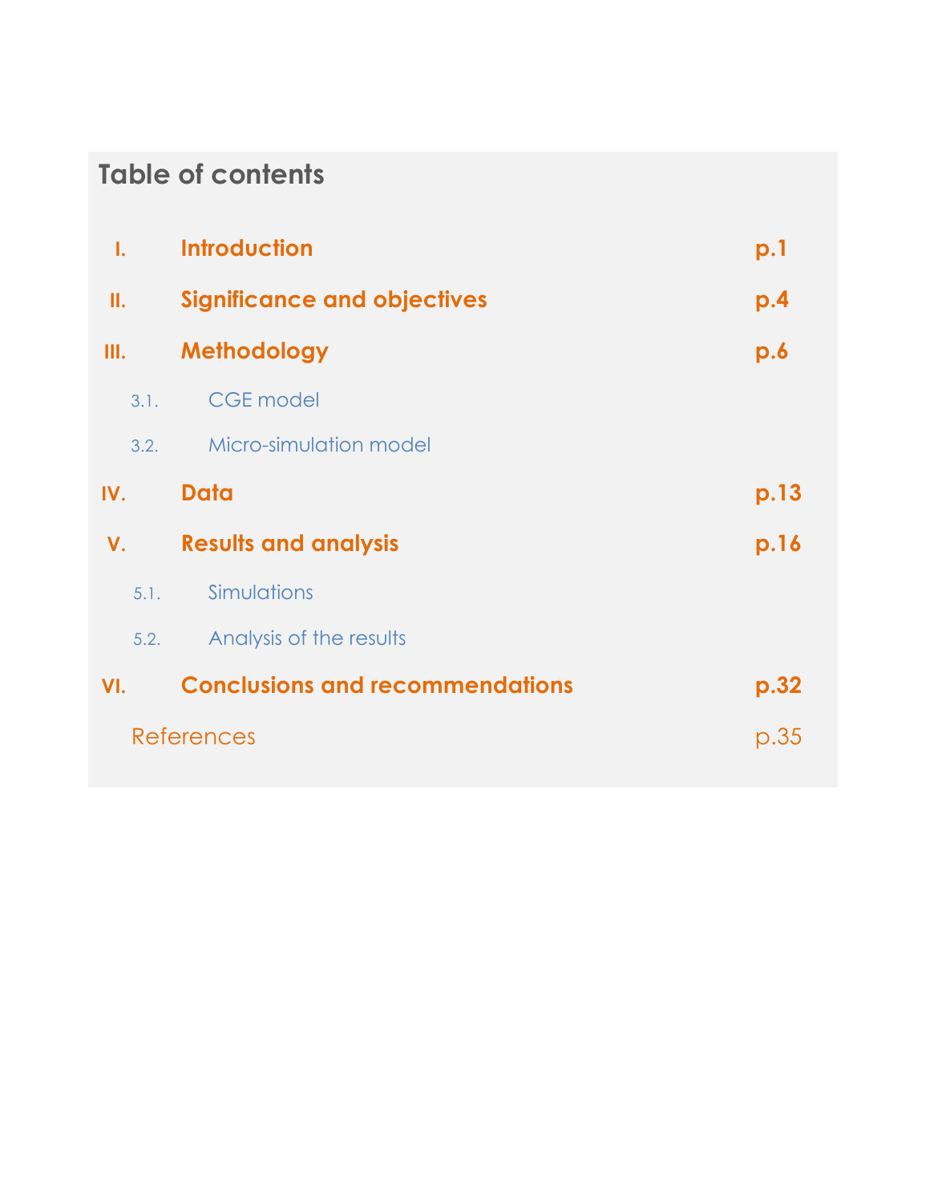## Table of contents

| | | |
|---|---|---|
| **I.** | **Introduction** | **p.1** |
| **II.** | **Significance and objectives** | **p.4** |
| **III.** | **Methodology** | **p.6** |
| 3.1. | CGE model | |
| 3.2. | Micro-simulation model | |
| **IV.** | **Data** | **p.13** |
| **V.** | **Results and analysis** | **p.16** |
| 5.1. | Simulations | |
| 5.2. | Analysis of the results | |
| **VI.** | **Conclusions and recommendations** | **p.32** |
| | References | p.35 |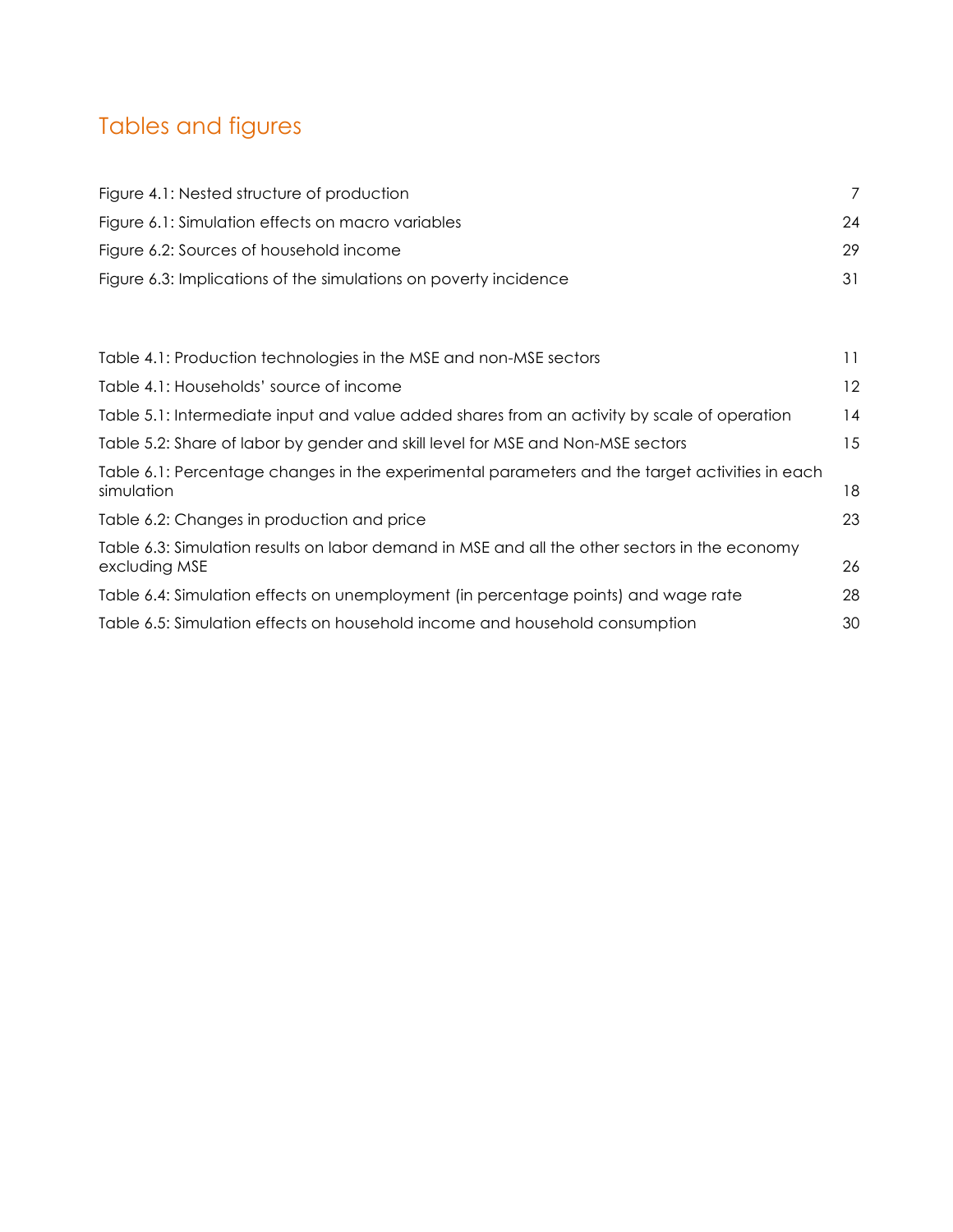# Tables and figures

| | |
|---|---|
| Figure 4.1: Nested structure of production | 7 |
| Figure 6.1: Simulation effects on macro variables | 24 |
| Figure 6.2: Sources of household income | 29 |
| Figure 6.3: Implications of the simulations on poverty incidence | 31 |

| | |
|---|---|
| Table 4.1: Production technologies in the MSE and non-MSE sectors | 11 |
| Table 4.1: Households' source of income | 12 |
| Table 5.1: Intermediate input and value added shares from an activity by scale of operation | 14 |
| Table 5.2: Share of labor by gender and skill level for MSE and Non-MSE sectors | 15 |
| Table 6.1: Percentage changes in the experimental parameters and the target activities in each simulation | 18 |
| Table 6.2: Changes in production and price | 23 |
| Table 6.3: Simulation results on labor demand in MSE and all the other sectors in the economy excluding MSE | 26 |
| Table 6.4: Simulation effects on unemployment (in percentage points) and wage rate | 28 |
| Table 6.5: Simulation effects on household income and household consumption | 30 |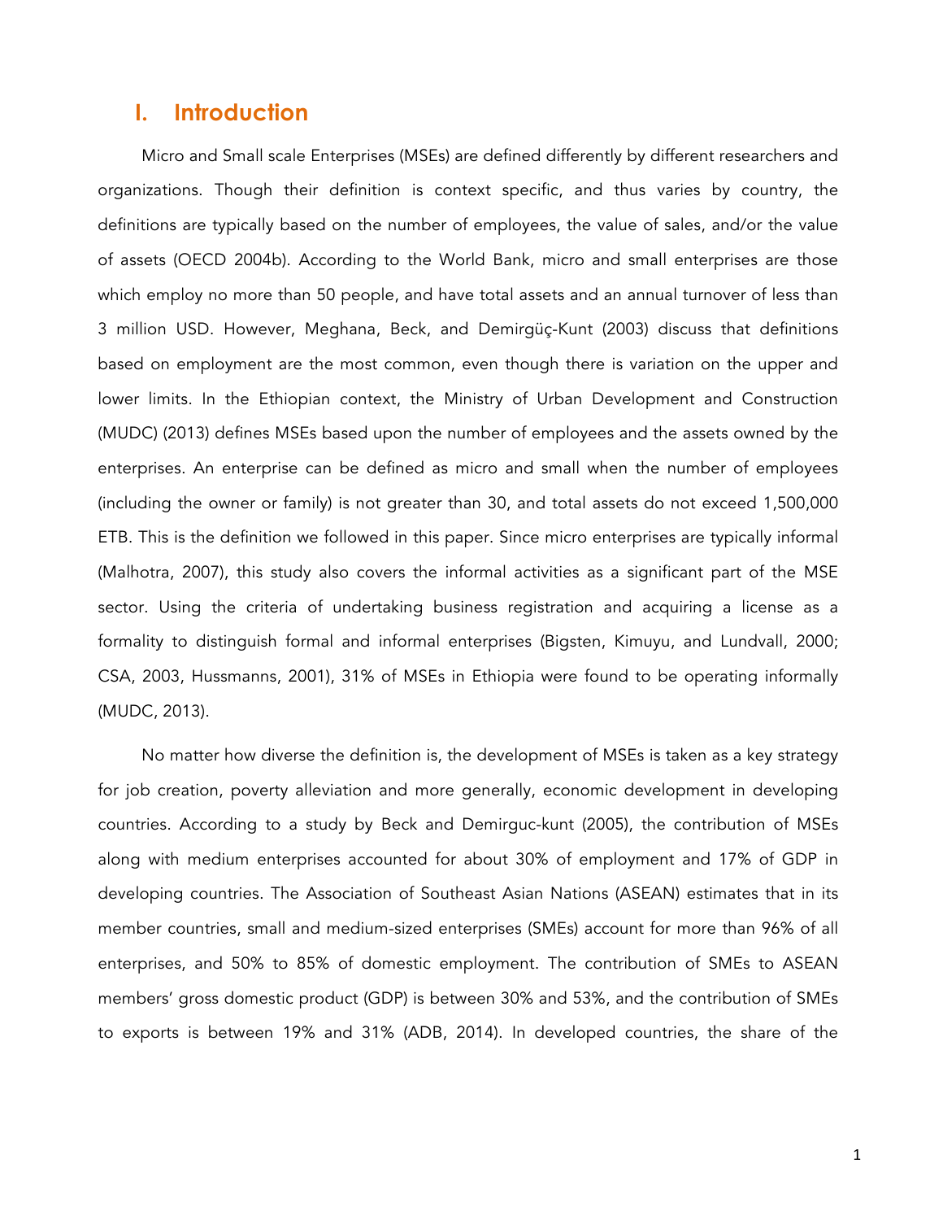# I. Introduction

Micro and Small scale Enterprises (MSEs) are defined differently by different researchers and organizations. Though their definition is context specific, and thus varies by country, the definitions are typically based on the number of employees, the value of sales, and/or the value of assets (OECD 2004b). According to the World Bank, micro and small enterprises are those which employ no more than 50 people, and have total assets and an annual turnover of less than 3 million USD. However, Meghana, Beck, and Demirgüç-Kunt (2003) discuss that definitions based on employment are the most common, even though there is variation on the upper and lower limits. In the Ethiopian context, the Ministry of Urban Development and Construction (MUDC) (2013) defines MSEs based upon the number of employees and the assets owned by the enterprises. An enterprise can be defined as micro and small when the number of employees (including the owner or family) is not greater than 30, and total assets do not exceed 1,500,000 ETB. This is the definition we followed in this paper. Since micro enterprises are typically informal (Malhotra, 2007), this study also covers the informal activities as a significant part of the MSE sector. Using the criteria of undertaking business registration and acquiring a license as a formality to distinguish formal and informal enterprises (Bigsten, Kimuyu, and Lundvall, 2000; CSA, 2003, Hussmanns, 2001), 31% of MSEs in Ethiopia were found to be operating informally (MUDC, 2013).

No matter how diverse the definition is, the development of MSEs is taken as a key strategy for job creation, poverty alleviation and more generally, economic development in developing countries. According to a study by Beck and Demirguc-kunt (2005), the contribution of MSEs along with medium enterprises accounted for about 30% of employment and 17% of GDP in developing countries. The Association of Southeast Asian Nations (ASEAN) estimates that in its member countries, small and medium-sized enterprises (SMEs) account for more than 96% of all enterprises, and 50% to 85% of domestic employment. The contribution of SMEs to ASEAN members' gross domestic product (GDP) is between 30% and 53%, and the contribution of SMEs to exports is between 19% and 31% (ADB, 2014). In developed countries, the share of the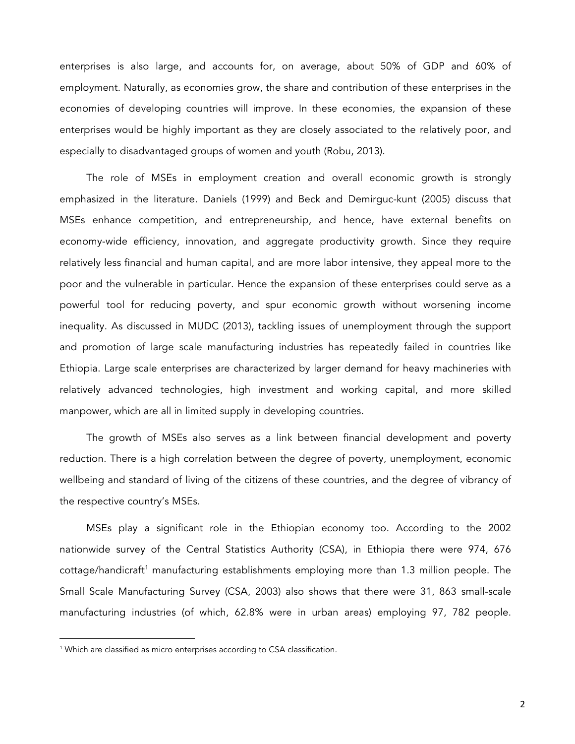enterprises is also large, and accounts for, on average, about 50% of GDP and 60% of employment. Naturally, as economies grow, the share and contribution of these enterprises in the economies of developing countries will improve. In these economies, the expansion of these enterprises would be highly important as they are closely associated to the relatively poor, and especially to disadvantaged groups of women and youth (Robu, 2013).

The role of MSEs in employment creation and overall economic growth is strongly emphasized in the literature. Daniels (1999) and Beck and Demirguc-kunt (2005) discuss that MSEs enhance competition, and entrepreneurship, and hence, have external benefits on economy-wide efficiency, innovation, and aggregate productivity growth. Since they require relatively less financial and human capital, and are more labor intensive, they appeal more to the poor and the vulnerable in particular. Hence the expansion of these enterprises could serve as a powerful tool for reducing poverty, and spur economic growth without worsening income inequality. As discussed in MUDC (2013), tackling issues of unemployment through the support and promotion of large scale manufacturing industries has repeatedly failed in countries like Ethiopia. Large scale enterprises are characterized by larger demand for heavy machineries with relatively advanced technologies, high investment and working capital, and more skilled manpower, which are all in limited supply in developing countries.

The growth of MSEs also serves as a link between financial development and poverty reduction. There is a high correlation between the degree of poverty, unemployment, economic wellbeing and standard of living of the citizens of these countries, and the degree of vibrancy of the respective country's MSEs.

MSEs play a significant role in the Ethiopian economy too. According to the 2002 nationwide survey of the Central Statistics Authority (CSA), in Ethiopia there were 974, 676 cottage/handicraft[1] manufacturing establishments employing more than 1.3 million people. The Small Scale Manufacturing Survey (CSA, 2003) also shows that there were 31, 863 small-scale manufacturing industries (of which, 62.8% were in urban areas) employing 97, 782 people.

[1] Which are classified as micro enterprises according to CSA classification.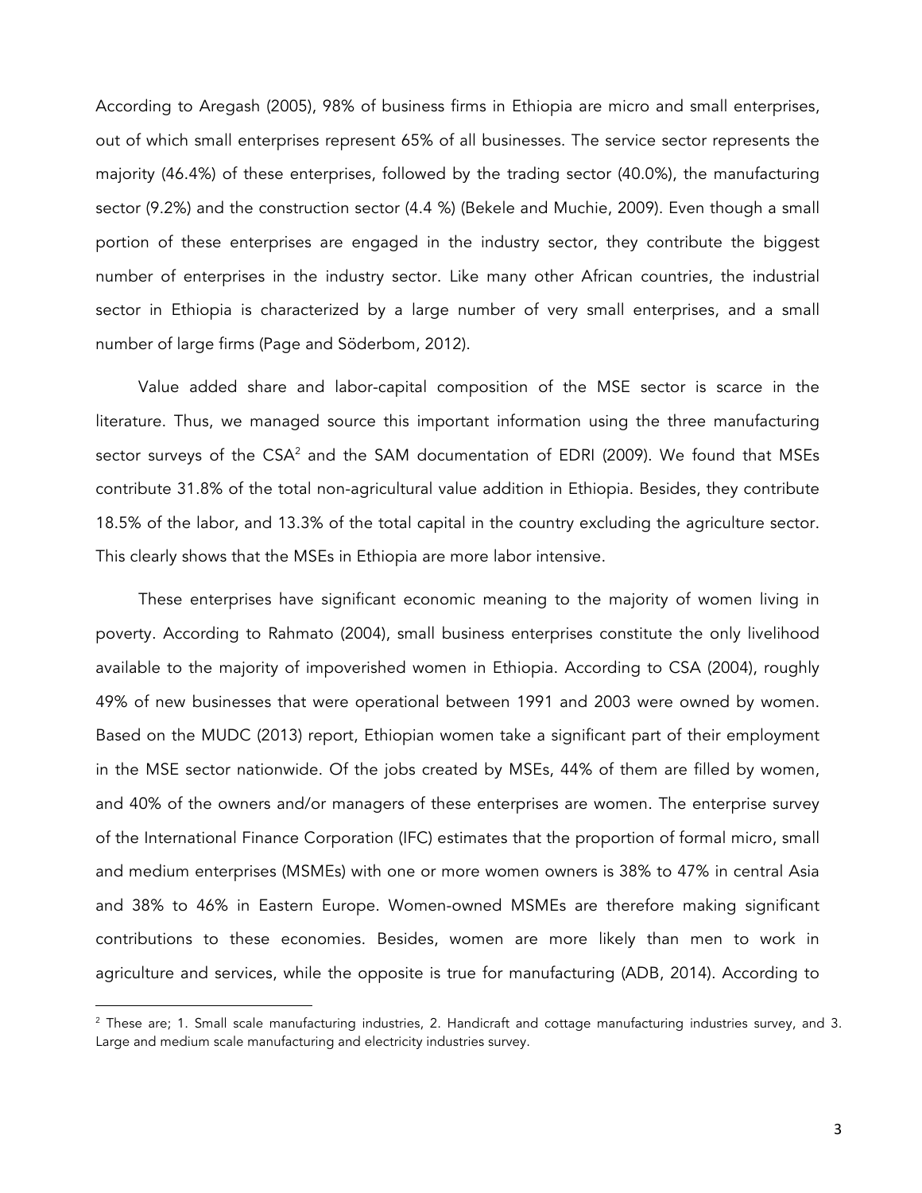According to Aregash (2005), 98% of business firms in Ethiopia are micro and small enterprises, out of which small enterprises represent 65% of all businesses. The service sector represents the majority (46.4%) of these enterprises, followed by the trading sector (40.0%), the manufacturing sector (9.2%) and the construction sector (4.4 %) (Bekele and Muchie, 2009). Even though a small portion of these enterprises are engaged in the industry sector, they contribute the biggest number of enterprises in the industry sector. Like many other African countries, the industrial sector in Ethiopia is characterized by a large number of very small enterprises, and a small number of large firms (Page and Söderbom, 2012).

Value added share and labor-capital composition of the MSE sector is scarce in the literature. Thus, we managed source this important information using the three manufacturing sector surveys of the CSA[2] and the SAM documentation of EDRI (2009). We found that MSEs contribute 31.8% of the total non-agricultural value addition in Ethiopia. Besides, they contribute 18.5% of the labor, and 13.3% of the total capital in the country excluding the agriculture sector. This clearly shows that the MSEs in Ethiopia are more labor intensive.

These enterprises have significant economic meaning to the majority of women living in poverty. According to Rahmato (2004), small business enterprises constitute the only livelihood available to the majority of impoverished women in Ethiopia. According to CSA (2004), roughly 49% of new businesses that were operational between 1991 and 2003 were owned by women. Based on the MUDC (2013) report, Ethiopian women take a significant part of their employment in the MSE sector nationwide. Of the jobs created by MSEs, 44% of them are filled by women, and 40% of the owners and/or managers of these enterprises are women. The enterprise survey of the International Finance Corporation (IFC) estimates that the proportion of formal micro, small and medium enterprises (MSMEs) with one or more women owners is 38% to 47% in central Asia and 38% to 46% in Eastern Europe. Women-owned MSMEs are therefore making significant contributions to these economies. Besides, women are more likely than men to work in agriculture and services, while the opposite is true for manufacturing (ADB, 2014). According to

[2] These are; 1. Small scale manufacturing industries, 2. Handicraft and cottage manufacturing industries survey, and 3. Large and medium scale manufacturing and electricity industries survey.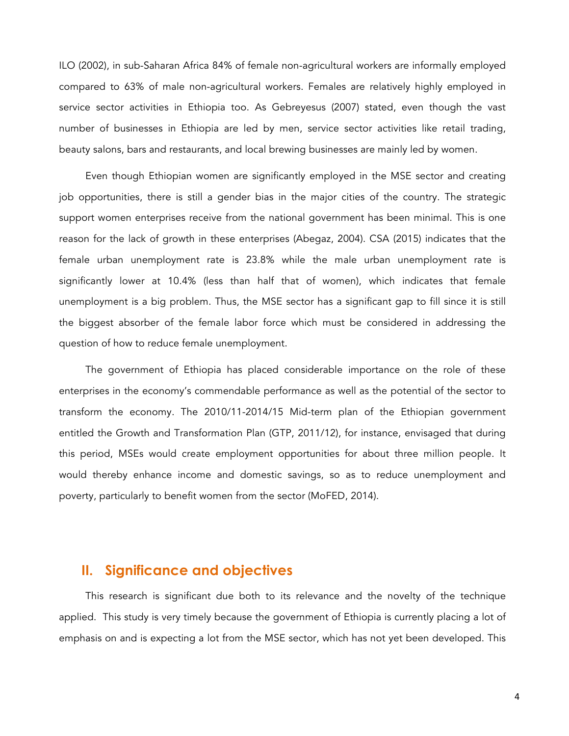ILO (2002), in sub-Saharan Africa 84% of female non-agricultural workers are informally employed compared to 63% of male non-agricultural workers. Females are relatively highly employed in service sector activities in Ethiopia too. As Gebreyesus (2007) stated, even though the vast number of businesses in Ethiopia are led by men, service sector activities like retail trading, beauty salons, bars and restaurants, and local brewing businesses are mainly led by women.

Even though Ethiopian women are significantly employed in the MSE sector and creating job opportunities, there is still a gender bias in the major cities of the country. The strategic support women enterprises receive from the national government has been minimal. This is one reason for the lack of growth in these enterprises (Abegaz, 2004). CSA (2015) indicates that the female urban unemployment rate is 23.8% while the male urban unemployment rate is significantly lower at 10.4% (less than half that of women), which indicates that female unemployment is a big problem. Thus, the MSE sector has a significant gap to fill since it is still the biggest absorber of the female labor force which must be considered in addressing the question of how to reduce female unemployment.

The government of Ethiopia has placed considerable importance on the role of these enterprises in the economy's commendable performance as well as the potential of the sector to transform the economy. The 2010/11-2014/15 Mid-term plan of the Ethiopian government entitled the Growth and Transformation Plan (GTP, 2011/12), for instance, envisaged that during this period, MSEs would create employment opportunities for about three million people. It would thereby enhance income and domestic savings, so as to reduce unemployment and poverty, particularly to benefit women from the sector (MoFED, 2014).

## II. Significance and objectives

This research is significant due both to its relevance and the novelty of the technique applied. This study is very timely because the government of Ethiopia is currently placing a lot of emphasis on and is expecting a lot from the MSE sector, which has not yet been developed. This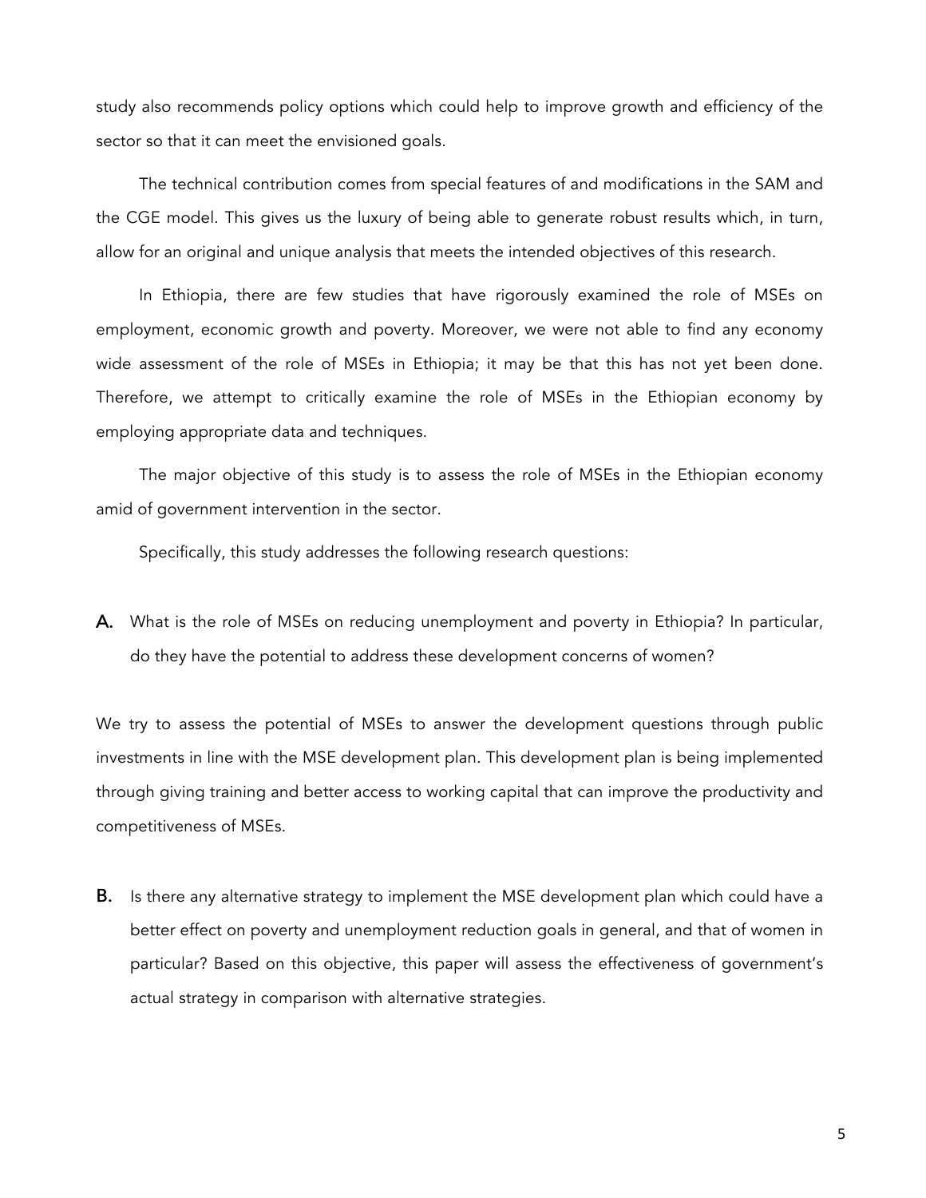study also recommends policy options which could help to improve growth and efficiency of the sector so that it can meet the envisioned goals.

The technical contribution comes from special features of and modifications in the SAM and the CGE model. This gives us the luxury of being able to generate robust results which, in turn, allow for an original and unique analysis that meets the intended objectives of this research.

In Ethiopia, there are few studies that have rigorously examined the role of MSEs on employment, economic growth and poverty. Moreover, we were not able to find any economy wide assessment of the role of MSEs in Ethiopia; it may be that this has not yet been done. Therefore, we attempt to critically examine the role of MSEs in the Ethiopian economy by employing appropriate data and techniques.

The major objective of this study is to assess the role of MSEs in the Ethiopian economy amid of government intervention in the sector.

Specifically, this study addresses the following research questions:

**A.** What is the role of MSEs on reducing unemployment and poverty in Ethiopia? In particular, do they have the potential to address these development concerns of women?

We try to assess the potential of MSEs to answer the development questions through public investments in line with the MSE development plan. This development plan is being implemented through giving training and better access to working capital that can improve the productivity and competitiveness of MSEs.

**B.** Is there any alternative strategy to implement the MSE development plan which could have a better effect on poverty and unemployment reduction goals in general, and that of women in particular? Based on this objective, this paper will assess the effectiveness of government's actual strategy in comparison with alternative strategies.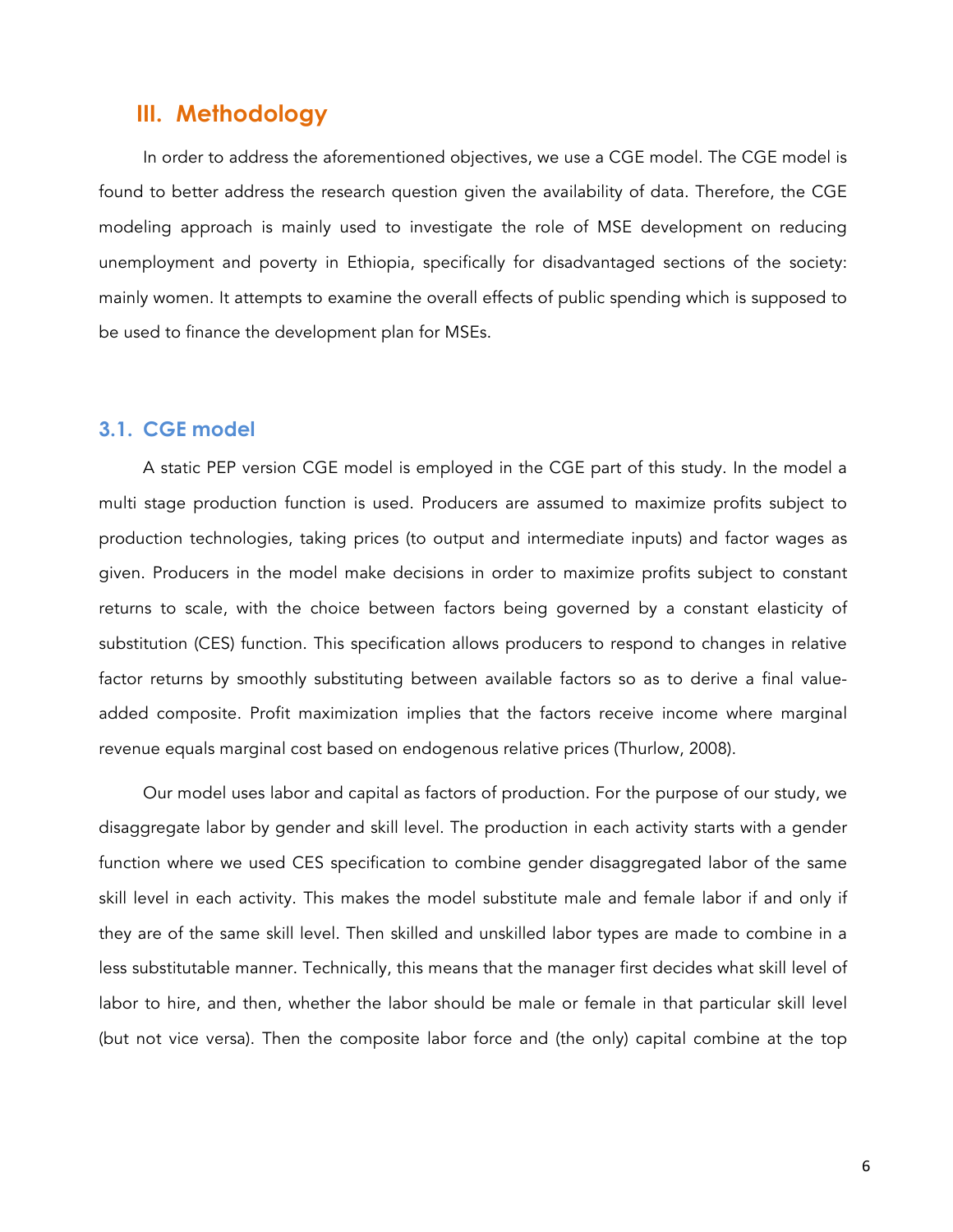## III. Methodology

In order to address the aforementioned objectives, we use a CGE model. The CGE model is found to better address the research question given the availability of data. Therefore, the CGE modeling approach is mainly used to investigate the role of MSE development on reducing unemployment and poverty in Ethiopia, specifically for disadvantaged sections of the society: mainly women. It attempts to examine the overall effects of public spending which is supposed to be used to finance the development plan for MSEs.

### 3.1. CGE model

A static PEP version CGE model is employed in the CGE part of this study. In the model a multi stage production function is used. Producers are assumed to maximize profits subject to production technologies, taking prices (to output and intermediate inputs) and factor wages as given. Producers in the model make decisions in order to maximize profits subject to constant returns to scale, with the choice between factors being governed by a constant elasticity of substitution (CES) function. This specification allows producers to respond to changes in relative factor returns by smoothly substituting between available factors so as to derive a final value-added composite. Profit maximization implies that the factors receive income where marginal revenue equals marginal cost based on endogenous relative prices (Thurlow, 2008).

Our model uses labor and capital as factors of production. For the purpose of our study, we disaggregate labor by gender and skill level. The production in each activity starts with a gender function where we used CES specification to combine gender disaggregated labor of the same skill level in each activity. This makes the model substitute male and female labor if and only if they are of the same skill level. Then skilled and unskilled labor types are made to combine in a less substitutable manner. Technically, this means that the manager first decides what skill level of labor to hire, and then, whether the labor should be male or female in that particular skill level (but not vice versa). Then the composite labor force and (the only) capital combine at the top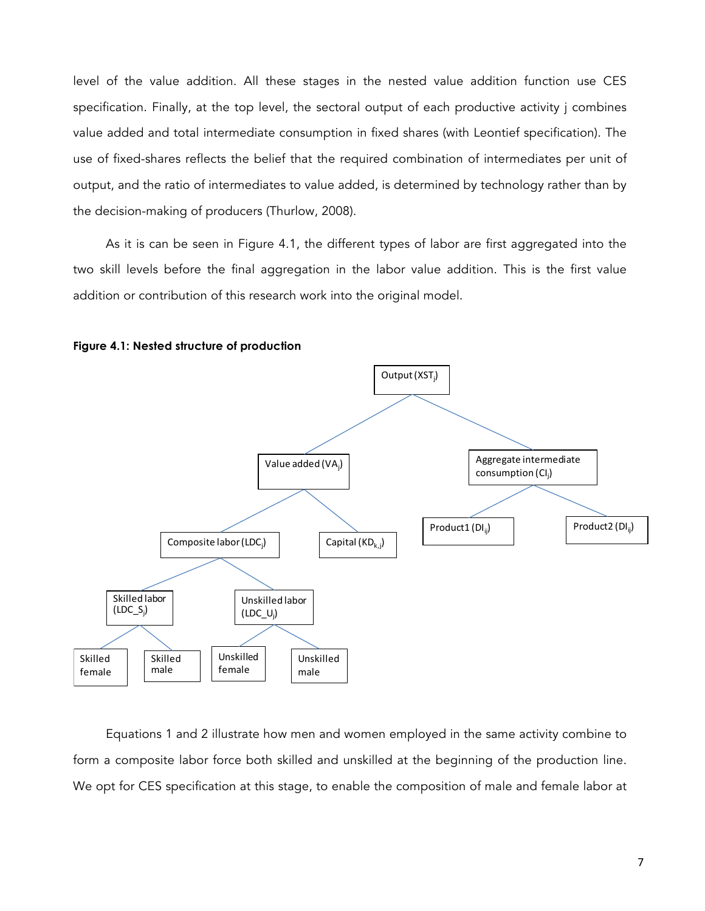level of the value addition. All these stages in the nested value addition function use CES specification. Finally, at the top level, the sectoral output of each productive activity j combines value added and total intermediate consumption in fixed shares (with Leontief specification). The use of fixed-shares reflects the belief that the required combination of intermediates per unit of output, and the ratio of intermediates to value added, is determined by technology rather than by the decision-making of producers (Thurlow, 2008).

As it is can be seen in Figure 4.1, the different types of labor are first aggregated into the two skill levels before the final aggregation in the labor value addition. This is the first value addition or contribution of this research work into the original model.

**Figure 4.1: Nested structure of production**

Output ($XST_j$)

Value added ($VA_j$)

Aggregate intermediate consumption ($CI_j$)

Composite labor ($LDC_j$)

Capital ($KD_{k,j}$)

Product1 ($DI_{ij}$)

Product2 ($DI_{ij}$)

Skilled labor ($LDC\_S_j$)

Unskilled labor ($LDC\_U_j$)

Skilled female

Skilled male

Unskilled female

Unskilled male

Equations 1 and 2 illustrate how men and women employed in the same activity combine to form a composite labor force both skilled and unskilled at the beginning of the production line. We opt for CES specification at this stage, to enable the composition of male and female labor at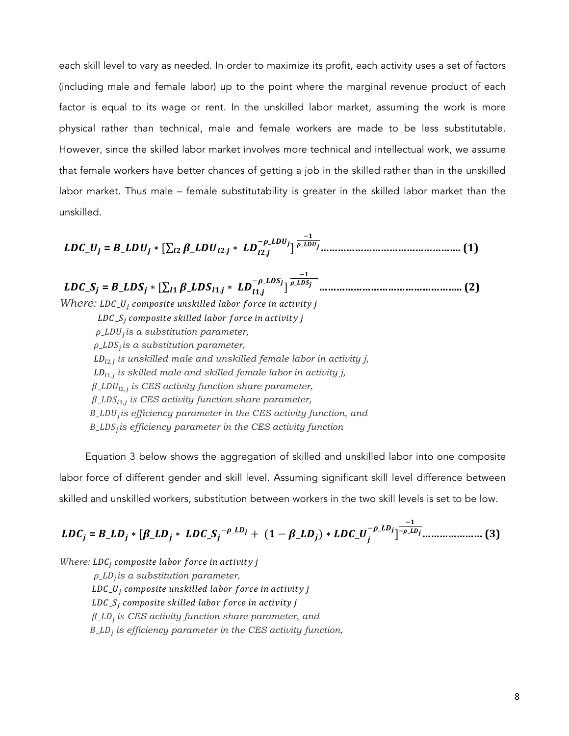each skill level to vary as needed. In order to maximize its profit, each activity uses a set of factors (including male and female labor) up to the point where the marginal revenue product of each factor is equal to its wage or rent. In the unskilled labor market, assuming the work is more physical rather than technical, male and female workers are made to be less substitutable. However, since the skilled labor market involves more technical and intellectual work, we assume that female workers have better chances of getting a job in the skilled rather than in the unskilled labor market. Thus male – female substitutability is greater in the skilled labor market than the unskilled.

$$\boldsymbol{LDC\_U_j = B\_LDU_j * [\textstyle\sum_{l2} \beta\_LDU_{l2,j} * LD_{l2,j}^{-\rho\_LDU_j}]^{\frac{-1}{\rho\_LDU_j}}} \quad \textbf{(1)}$$

$$\boldsymbol{LDC\_S_j = B\_LDS_j * [\textstyle\sum_{l1} \beta\_LDS_{l1,j} * LD_{l1,j}^{-\rho\_LDS_j}]^{\frac{-1}{\rho\_LDS_j}}} \quad \textbf{(2)}$$

*Where:* $LDC\_U_j$ *composite unskilled labor force in activity j*

$LDC\_S_j$ *composite skilled labor force in activity j*

$\rho\_LDU_j$ *is a substitution parameter,*

$\rho\_LDS_j$ *is a substitution parameter,*

$LD_{l2,j}$ *is unskilled male and unskilled female labor in activity j,*

$LD_{l1,j}$ *is skilled male and skilled female labor in activity j,*

$\beta\_LDU_{l2,j}$ *is CES activity function share parameter,*

$\beta\_LDS_{l1,j}$ *is CES activity function share parameter,*

$B\_LDU_j$ *is efficiency parameter in the CES activity function, and*

$B\_LDS_j$ *is efficiency parameter in the CES activity function*

Equation 3 below shows the aggregation of skilled and unskilled labor into one composite labor force of different gender and skill level. Assuming significant skill level difference between skilled and unskilled workers, substitution between workers in the two skill levels is set to be low.

$$\boldsymbol{LDC_j = B\_LD_j * [\beta\_LD_j * LDC\_S_j^{-\rho\_LD_j} + (1 - \beta\_LD_j) * LDC\_U_j^{-\rho\_LD_j}]^{\frac{-1}{-\rho\_LD_j}}} \quad \textbf{(3)}$$

*Where:* $LDC_j$ *composite labor force in activity j*

$\rho\_LD_j$ *is a substitution parameter,*

$LDC\_U_j$ *composite unskilled labor force in activity j*

$LDC\_S_j$ *composite skilled labor force in activity j*

$\beta\_LD_j$ *is CES activity function share parameter, and*

$B\_LD_j$ *is efficiency parameter in the CES activity function,*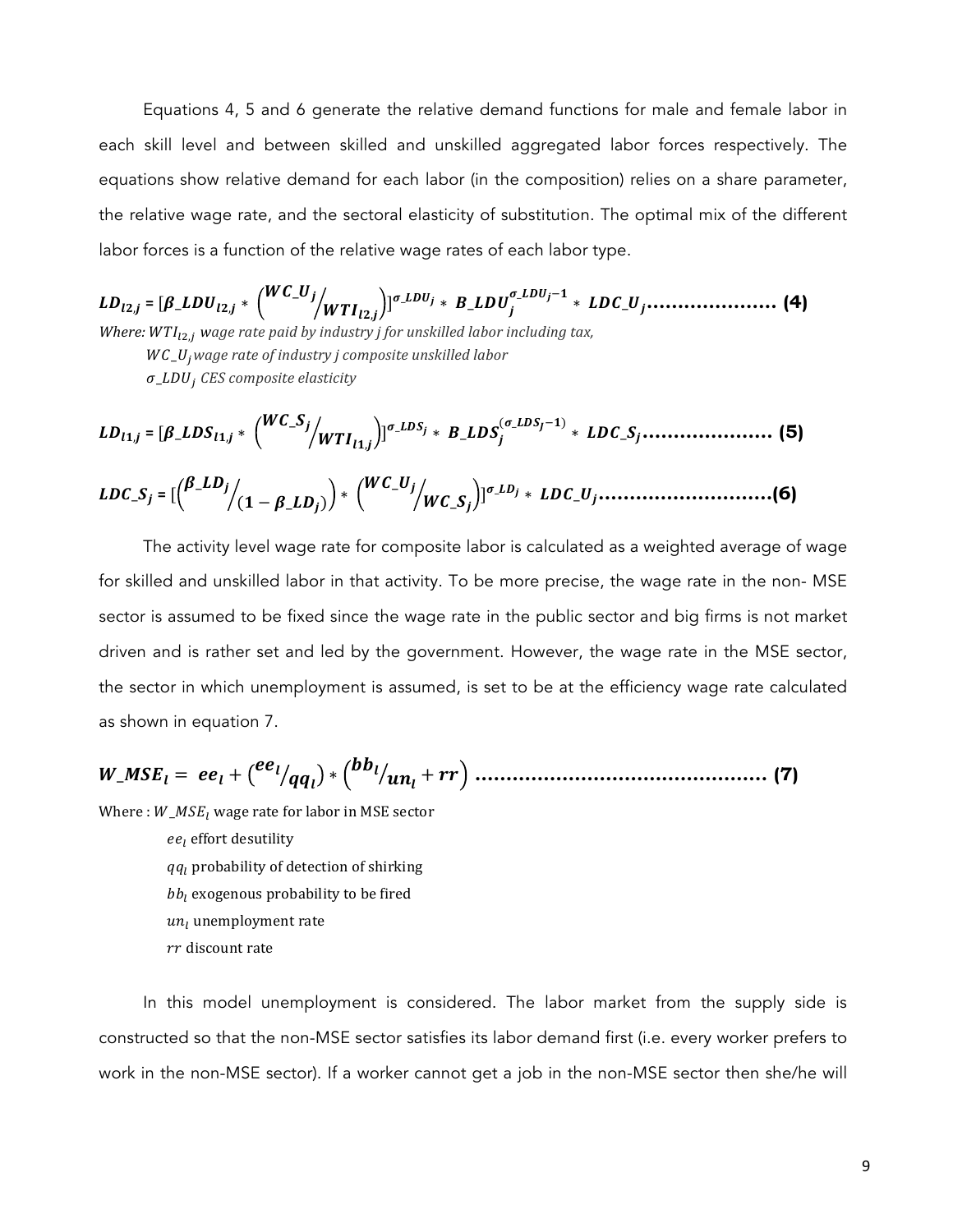Equations 4, 5 and 6 generate the relative demand functions for male and female labor in each skill level and between skilled and unskilled aggregated labor forces respectively. The equations show relative demand for each labor (in the composition) relies on a share parameter, the relative wage rate, and the sectoral elasticity of substitution. The optimal mix of the different labor forces is a function of the relative wage rates of each labor type.

$$LD_{l2,j} = [\beta\_LDU_{l2,j} * \left(\frac{WC\_U_j}{WTI_{l2,j}}\right)]^{\sigma\_LDU_j} * B\_LDU_j^{\sigma\_LDU_j - 1} * LDC\_U_j \ldots\ldots\ldots\ldots\ldots\ldots\ldots \textbf{(4)}$$

*Where:* $WTI_{l2,j}$ *wage rate paid by industry j for unskilled labor including tax,*

$WC\_U_j$ *wage rate of industry j composite unskilled labor*

$\sigma\_LDU_j$ *CES composite elasticity*

$$LD_{l1,j} = [\beta\_LDS_{l1,j} * \left(\frac{WC\_S_j}{WTI_{l1,j}}\right)]^{\sigma\_LDS_j} * B\_LDS_j^{(\sigma\_LDS_j - 1)} * LDC\_S_j \ldots\ldots\ldots\ldots\ldots\ldots\ldots \textbf{(5)}$$

$$LDC\_S_j = [\left(\frac{\beta\_LD_j}{(1 - \beta\_LD_j)}\right) * \left(\frac{WC\_U_j}{WC\_S_j}\right)]^{\sigma\_LD_j} * LDC\_U_j \ldots\ldots\ldots\ldots\ldots\ldots\ldots\ldots\ldots \textbf{(6)}$$

The activity level wage rate for composite labor is calculated as a weighted average of wage for skilled and unskilled labor in that activity. To be more precise, the wage rate in the non- MSE sector is assumed to be fixed since the wage rate in the public sector and big firms is not market driven and is rather set and led by the government. However, the wage rate in the MSE sector, the sector in which unemployment is assumed, is set to be at the efficiency wage rate calculated as shown in equation 7.

$$W\_MSE_l = ee_l + \left(\frac{ee_l}{qq_l}\right) * \left(\frac{bb_l}{un_l} + rr\right) \ldots\ldots\ldots\ldots\ldots\ldots\ldots\ldots\ldots\ldots\ldots\ldots \textbf{(7)}$$

Where : $W\_MSE_l$ wage rate for labor in MSE sector

$ee_l$ effort desutility

$qq_l$ probability of detection of shirking

$bb_l$ exogenous probability to be fired

$un_l$ unemployment rate

$rr$ discount rate

In this model unemployment is considered. The labor market from the supply side is constructed so that the non-MSE sector satisfies its labor demand first (i.e. every worker prefers to work in the non-MSE sector). If a worker cannot get a job in the non-MSE sector then she/he will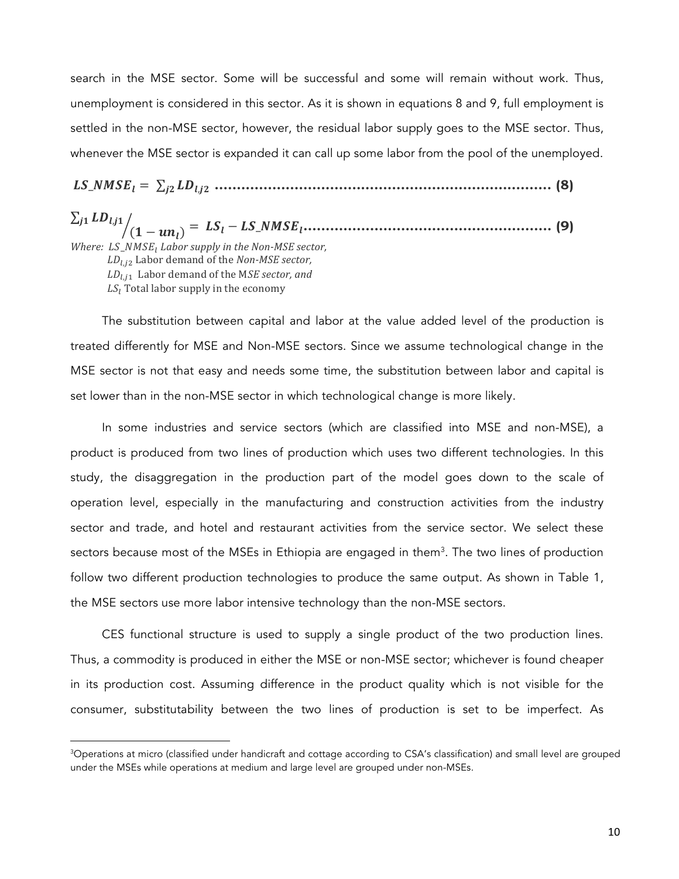search in the MSE sector. Some will be successful and some will remain without work. Thus, unemployment is considered in this sector. As it is shown in equations 8 and 9, full employment is settled in the non-MSE sector, however, the residual labor supply goes to the MSE sector. Thus, whenever the MSE sector is expanded it can call up some labor from the pool of the unemployed.

$$LS\_NMSE_l = \sum_{j2} LD_{l,j2} \quad \text{(8)}$$

$$\sum_{j1} LD_{l,j1} \Big/ (1 - un_l) = LS_l - LS\_NMSE_l \quad \text{(9)}$$

*Where:* $LS\_NMSE_l$ *Labor supply in the Non-MSE sector,*
$LD_{l,j2}$ Labor demand of the *Non-MSE sector,*
$LD_{l,j1}$ Labor demand of the M*SE sector, and*
$LS_l$ Total labor supply in the economy

The substitution between capital and labor at the value added level of the production is treated differently for MSE and Non-MSE sectors. Since we assume technological change in the MSE sector is not that easy and needs some time, the substitution between labor and capital is set lower than in the non-MSE sector in which technological change is more likely.

In some industries and service sectors (which are classified into MSE and non-MSE), a product is produced from two lines of production which uses two different technologies. In this study, the disaggregation in the production part of the model goes down to the scale of operation level, especially in the manufacturing and construction activities from the industry sector and trade, and hotel and restaurant activities from the service sector. We select these sectors because most of the MSEs in Ethiopia are engaged in them[3]. The two lines of production follow two different production technologies to produce the same output. As shown in Table 1, the MSE sectors use more labor intensive technology than the non-MSE sectors.

CES functional structure is used to supply a single product of the two production lines. Thus, a commodity is produced in either the MSE or non-MSE sector; whichever is found cheaper in its production cost. Assuming difference in the product quality which is not visible for the consumer, substitutability between the two lines of production is set to be imperfect. As

[3]Operations at micro (classified under handicraft and cottage according to CSA's classification) and small level are grouped under the MSEs while operations at medium and large level are grouped under non-MSEs.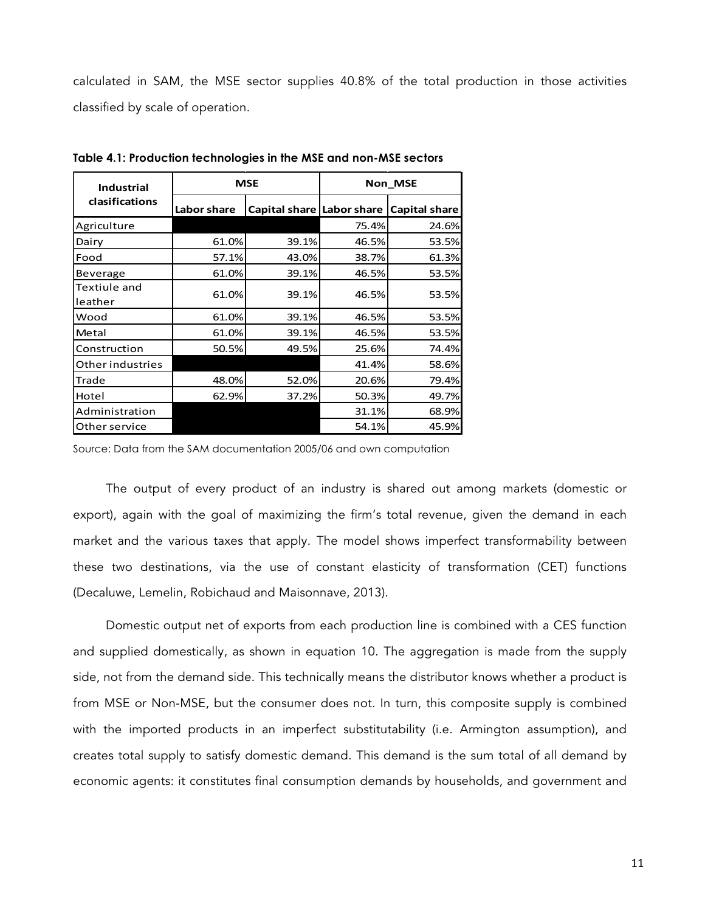calculated in SAM, the MSE sector supplies 40.8% of the total production in those activities classified by scale of operation.

**Table 4.1: Production technologies in the MSE and non-MSE sectors**

| Industrial clasifications | MSE | | Non_MSE | |
|---|---|---|---|---|
| | Labor share | Capital share | Labor share | Capital share |
| Agriculture | | | 75.4% | 24.6% |
| Dairy | 61.0% | 39.1% | 46.5% | 53.5% |
| Food | 57.1% | 43.0% | 38.7% | 61.3% |
| Beverage | 61.0% | 39.1% | 46.5% | 53.5% |
| Textiule and leather | 61.0% | 39.1% | 46.5% | 53.5% |
| Wood | 61.0% | 39.1% | 46.5% | 53.5% |
| Metal | 61.0% | 39.1% | 46.5% | 53.5% |
| Construction | 50.5% | 49.5% | 25.6% | 74.4% |
| Other industries | | | 41.4% | 58.6% |
| Trade | 48.0% | 52.0% | 20.6% | 79.4% |
| Hotel | 62.9% | 37.2% | 50.3% | 49.7% |
| Administration | | | 31.1% | 68.9% |
| Other service | | | 54.1% | 45.9% |

Source: Data from the SAM documentation 2005/06 and own computation

The output of every product of an industry is shared out among markets (domestic or export), again with the goal of maximizing the firm's total revenue, given the demand in each market and the various taxes that apply. The model shows imperfect transformability between these two destinations, via the use of constant elasticity of transformation (CET) functions (Decaluwe, Lemelin, Robichaud and Maisonnave, 2013).

Domestic output net of exports from each production line is combined with a CES function and supplied domestically, as shown in equation 10. The aggregation is made from the supply side, not from the demand side. This technically means the distributor knows whether a product is from MSE or Non-MSE, but the consumer does not. In turn, this composite supply is combined with the imported products in an imperfect substitutability (i.e. Armington assumption), and creates total supply to satisfy domestic demand. This demand is the sum total of all demand by economic agents: it constitutes final consumption demands by households, and government and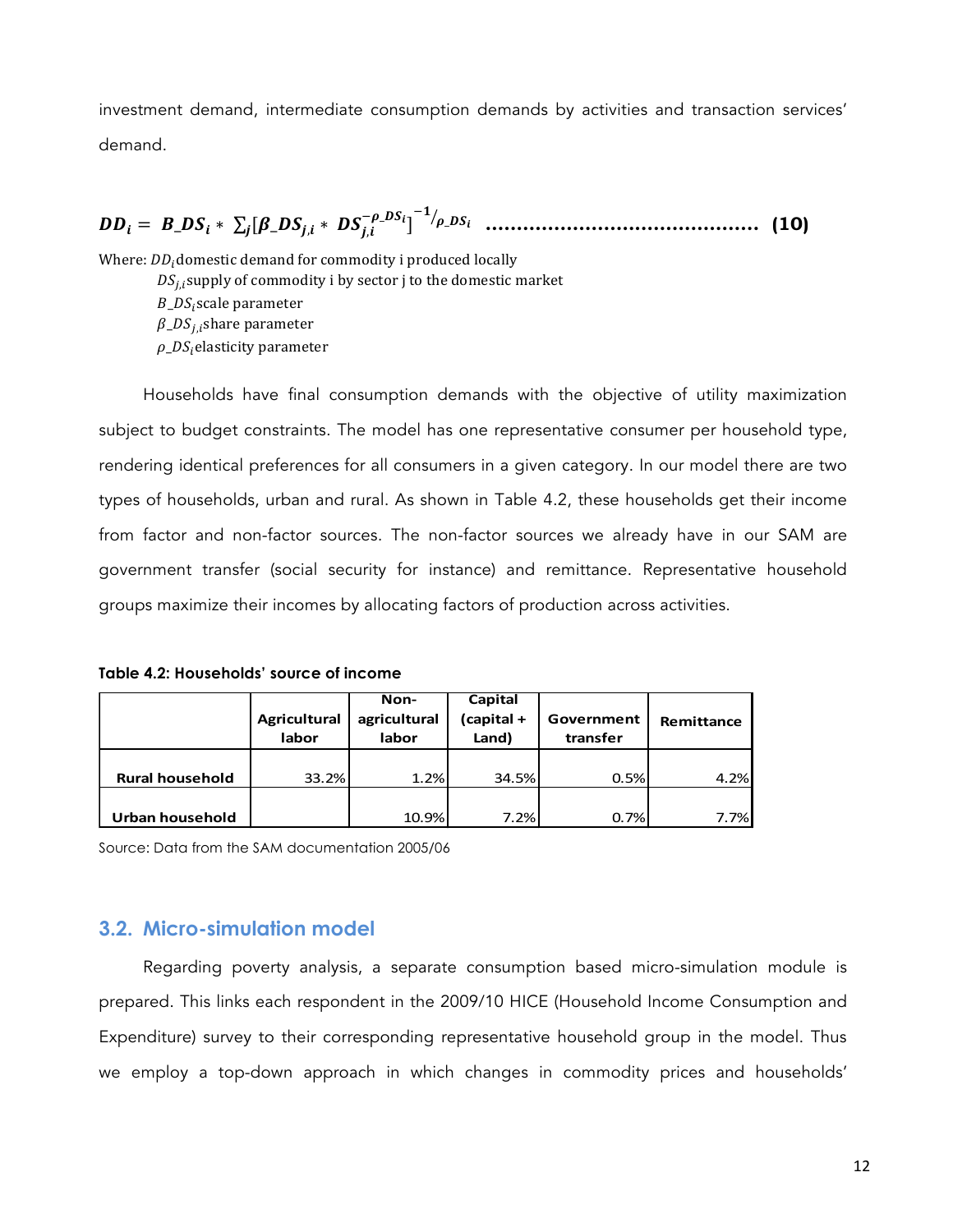investment demand, intermediate consumption demands by activities and transaction services' demand.

$$DD_i = B\_DS_i * \sum_j [\beta\_DS_{j,i} * DS_{j,i}^{-\rho\_DS_i}]^{-1/\rho\_DS_i} \quad \text{.............................................} \quad \textbf{(10)}$$

Where: $DD_i$ domestic demand for commodity i produced locally

$DS_{j,i}$ supply of commodity i by sector j to the domestic market

$B\_DS_i$ scale parameter

$\beta\_DS_{j,i}$ share parameter

$\rho\_DS_i$ elasticity parameter

Households have final consumption demands with the objective of utility maximization subject to budget constraints. The model has one representative consumer per household type, rendering identical preferences for all consumers in a given category. In our model there are two types of households, urban and rural. As shown in Table 4.2, these households get their income from factor and non-factor sources. The non-factor sources we already have in our SAM are government transfer (social security for instance) and remittance. Representative household groups maximize their incomes by allocating factors of production across activities.

**Table 4.2: Households' source of income**

| | Agricultural labor | Non-agricultural labor | Capital (capital + Land) | Government transfer | Remittance |
|---|---|---|---|---|---|
| **Rural household** | 33.2% | 1.2% | 34.5% | 0.5% | 4.2% |
| **Urban household** | | 10.9% | 7.2% | 0.7% | 7.7% |

Source: Data from the SAM documentation 2005/06

## 3.2. Micro-simulation model

Regarding poverty analysis, a separate consumption based micro-simulation module is prepared. This links each respondent in the 2009/10 HICE (Household Income Consumption and Expenditure) survey to their corresponding representative household group in the model. Thus we employ a top-down approach in which changes in commodity prices and households'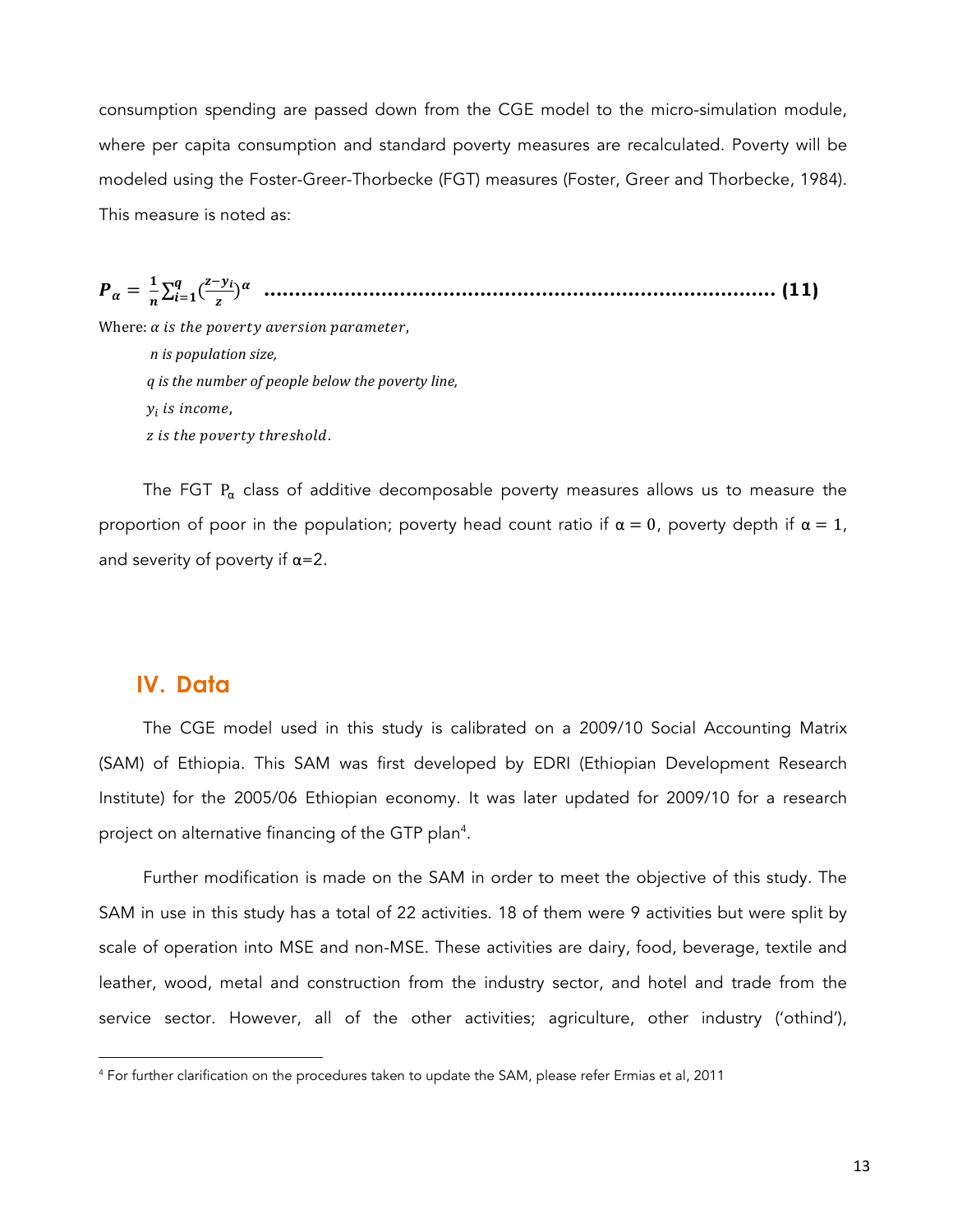consumption spending are passed down from the CGE model to the micro-simulation module, where per capita consumption and standard poverty measures are recalculated. Poverty will be modeled using the Foster-Greer-Thorbecke (FGT) measures (Foster, Greer and Thorbecke, 1984). This measure is noted as:

$$P_{\alpha} = \frac{1}{n}\sum_{i=1}^{q}\left(\frac{z-y_i}{z}\right)^{\alpha} \quad \text{.......................................................................... (11)}$$

Where: $\alpha$ *is the poverty aversion parameter*,

*n is population size,*

*q is the number of people below the poverty line,*

$y_i$ *is income*,

*z is the poverty threshold*.

The FGT $P_{\alpha}$ class of additive decomposable poverty measures allows us to measure the proportion of poor in the population; poverty head count ratio if $\alpha = 0$, poverty depth if $\alpha = 1$, and severity of poverty if $\alpha$=2.

## IV. Data

The CGE model used in this study is calibrated on a 2009/10 Social Accounting Matrix (SAM) of Ethiopia. This SAM was first developed by EDRI (Ethiopian Development Research Institute) for the 2005/06 Ethiopian economy. It was later updated for 2009/10 for a research project on alternative financing of the GTP plan[4].

Further modification is made on the SAM in order to meet the objective of this study. The SAM in use in this study has a total of 22 activities. 18 of them were 9 activities but were split by scale of operation into MSE and non-MSE. These activities are dairy, food, beverage, textile and leather, wood, metal and construction from the industry sector, and hotel and trade from the service sector. However, all of the other activities; agriculture, other industry ('othind'),

[4] For further clarification on the procedures taken to update the SAM, please refer Ermias et al, 2011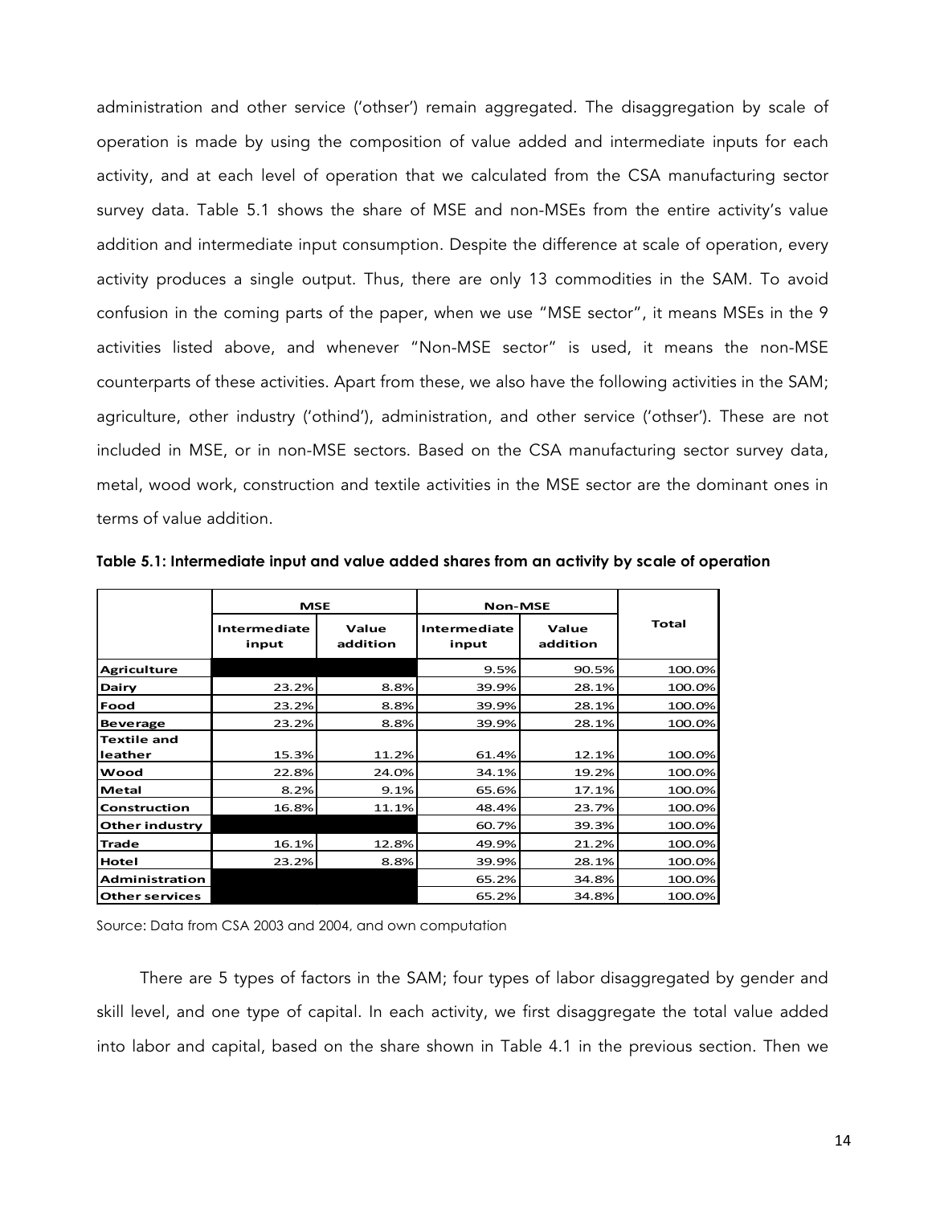administration and other service ('othser') remain aggregated. The disaggregation by scale of operation is made by using the composition of value added and intermediate inputs for each activity, and at each level of operation that we calculated from the CSA manufacturing sector survey data. Table 5.1 shows the share of MSE and non-MSEs from the entire activity's value addition and intermediate input consumption. Despite the difference at scale of operation, every activity produces a single output. Thus, there are only 13 commodities in the SAM. To avoid confusion in the coming parts of the paper, when we use "MSE sector", it means MSEs in the 9 activities listed above, and whenever "Non-MSE sector" is used, it means the non-MSE counterparts of these activities. Apart from these, we also have the following activities in the SAM; agriculture, other industry ('othind'), administration, and other service ('othser'). These are not included in MSE, or in non-MSE sectors. Based on the CSA manufacturing sector survey data, metal, wood work, construction and textile activities in the MSE sector are the dominant ones in terms of value addition.

**Table 5.1: Intermediate input and value added shares from an activity by scale of operation**

| | MSE | | Non-MSE | | Total |
|---|---|---|---|---|---|
| | Intermediate input | Value addition | Intermediate input | Value addition | |
| Agriculture | | | 9.5% | 90.5% | 100.0% |
| Dairy | 23.2% | 8.8% | 39.9% | 28.1% | 100.0% |
| Food | 23.2% | 8.8% | 39.9% | 28.1% | 100.0% |
| Beverage | 23.2% | 8.8% | 39.9% | 28.1% | 100.0% |
| Textile and leather | 15.3% | 11.2% | 61.4% | 12.1% | 100.0% |
| Wood | 22.8% | 24.0% | 34.1% | 19.2% | 100.0% |
| Metal | 8.2% | 9.1% | 65.6% | 17.1% | 100.0% |
| Construction | 16.8% | 11.1% | 48.4% | 23.7% | 100.0% |
| Other industry | | | 60.7% | 39.3% | 100.0% |
| Trade | 16.1% | 12.8% | 49.9% | 21.2% | 100.0% |
| Hotel | 23.2% | 8.8% | 39.9% | 28.1% | 100.0% |
| Administration | | | 65.2% | 34.8% | 100.0% |
| Other services | | | 65.2% | 34.8% | 100.0% |

Source: Data from CSA 2003 and 2004, and own computation

There are 5 types of factors in the SAM; four types of labor disaggregated by gender and skill level, and one type of capital. In each activity, we first disaggregate the total value added into labor and capital, based on the share shown in Table 4.1 in the previous section. Then we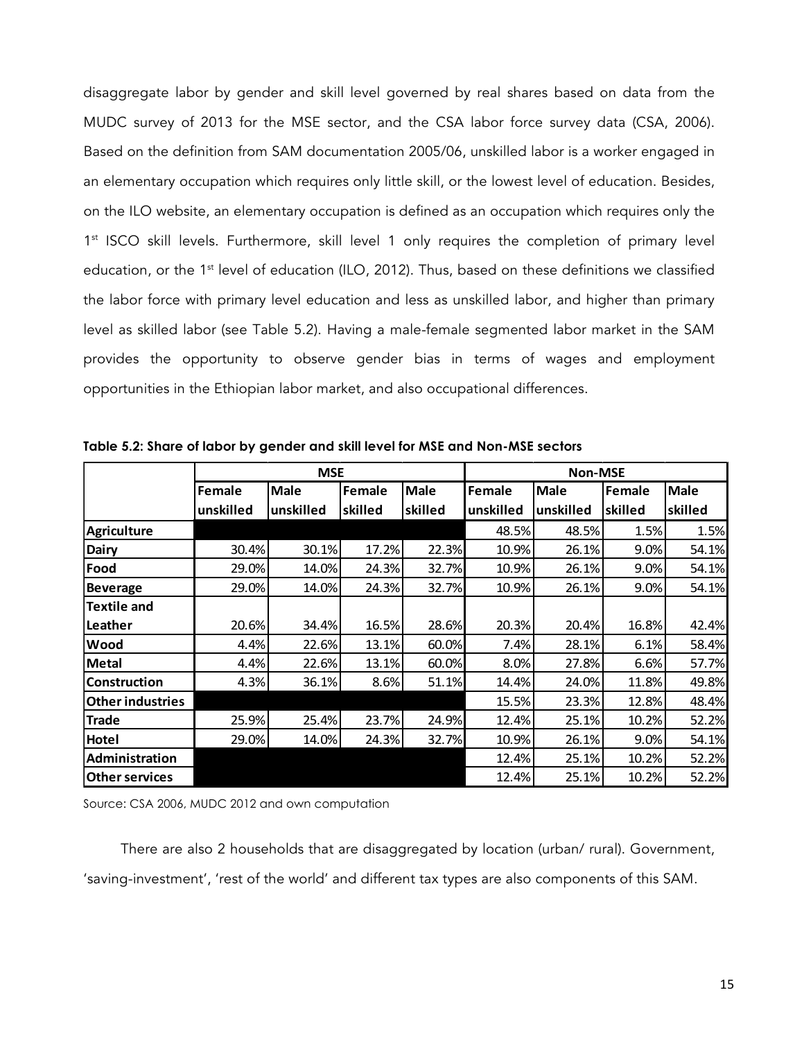disaggregate labor by gender and skill level governed by real shares based on data from the MUDC survey of 2013 for the MSE sector, and the CSA labor force survey data (CSA, 2006). Based on the definition from SAM documentation 2005/06, unskilled labor is a worker engaged in an elementary occupation which requires only little skill, or the lowest level of education. Besides, on the ILO website, an elementary occupation is defined as an occupation which requires only the 1st ISCO skill levels. Furthermore, skill level 1 only requires the completion of primary level education, or the 1st level of education (ILO, 2012). Thus, based on these definitions we classified the labor force with primary level education and less as unskilled labor, and higher than primary level as skilled labor (see Table 5.2). Having a male-female segmented labor market in the SAM provides the opportunity to observe gender bias in terms of wages and employment opportunities in the Ethiopian labor market, and also occupational differences.

**Table 5.2: Share of labor by gender and skill level for MSE and Non-MSE sectors**

| | MSE | | | | Non-MSE | | | |
|---|---|---|---|---|---|---|---|---|
| | Female unskilled | Male unskilled | Female skilled | Male skilled | Female unskilled | Male unskilled | Female skilled | Male skilled |
| **Agriculture** | | | | | 48.5% | 48.5% | 1.5% | 1.5% |
| **Dairy** | 30.4% | 30.1% | 17.2% | 22.3% | 10.9% | 26.1% | 9.0% | 54.1% |
| **Food** | 29.0% | 14.0% | 24.3% | 32.7% | 10.9% | 26.1% | 9.0% | 54.1% |
| **Beverage** | 29.0% | 14.0% | 24.3% | 32.7% | 10.9% | 26.1% | 9.0% | 54.1% |
| **Textile and Leather** | 20.6% | 34.4% | 16.5% | 28.6% | 20.3% | 20.4% | 16.8% | 42.4% |
| **Wood** | 4.4% | 22.6% | 13.1% | 60.0% | 7.4% | 28.1% | 6.1% | 58.4% |
| **Metal** | 4.4% | 22.6% | 13.1% | 60.0% | 8.0% | 27.8% | 6.6% | 57.7% |
| **Construction** | 4.3% | 36.1% | 8.6% | 51.1% | 14.4% | 24.0% | 11.8% | 49.8% |
| **Other industries** | | | | | 15.5% | 23.3% | 12.8% | 48.4% |
| **Trade** | 25.9% | 25.4% | 23.7% | 24.9% | 12.4% | 25.1% | 10.2% | 52.2% |
| **Hotel** | 29.0% | 14.0% | 24.3% | 32.7% | 10.9% | 26.1% | 9.0% | 54.1% |
| **Administration** | | | | | 12.4% | 25.1% | 10.2% | 52.2% |
| **Other services** | | | | | 12.4% | 25.1% | 10.2% | 52.2% |

Source: CSA 2006, MUDC 2012 and own computation

There are also 2 households that are disaggregated by location (urban/ rural). Government, 'saving-investment', 'rest of the world' and different tax types are also components of this SAM.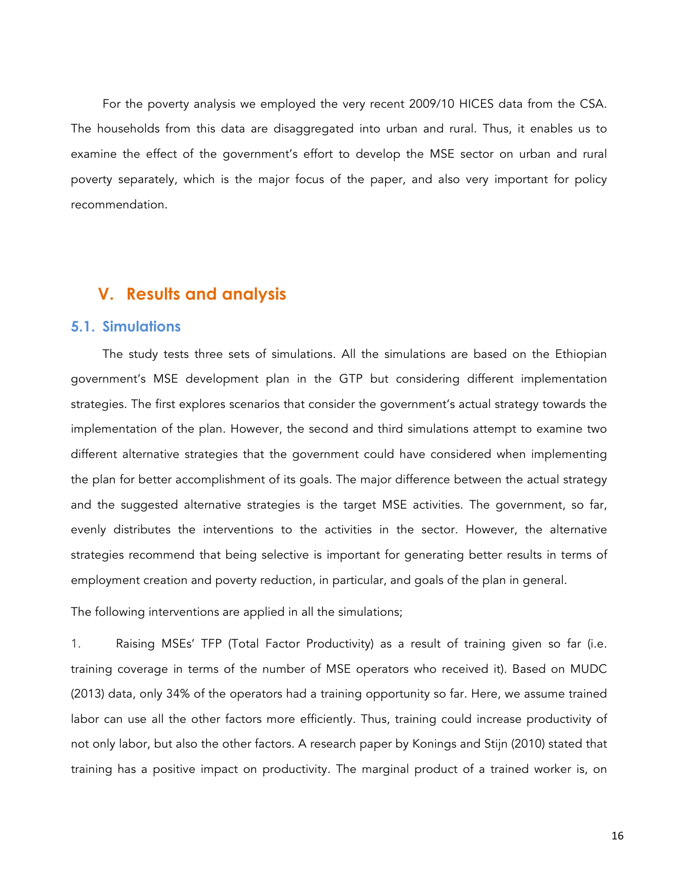For the poverty analysis we employed the very recent 2009/10 HICES data from the CSA. The households from this data are disaggregated into urban and rural. Thus, it enables us to examine the effect of the government's effort to develop the MSE sector on urban and rural poverty separately, which is the major focus of the paper, and also very important for policy recommendation.

# V. Results and analysis

## 5.1. Simulations

The study tests three sets of simulations. All the simulations are based on the Ethiopian government's MSE development plan in the GTP but considering different implementation strategies. The first explores scenarios that consider the government's actual strategy towards the implementation of the plan. However, the second and third simulations attempt to examine two different alternative strategies that the government could have considered when implementing the plan for better accomplishment of its goals. The major difference between the actual strategy and the suggested alternative strategies is the target MSE activities. The government, so far, evenly distributes the interventions to the activities in the sector. However, the alternative strategies recommend that being selective is important for generating better results in terms of employment creation and poverty reduction, in particular, and goals of the plan in general.

The following interventions are applied in all the simulations;

1. Raising MSEs' TFP (Total Factor Productivity) as a result of training given so far (i.e. training coverage in terms of the number of MSE operators who received it). Based on MUDC (2013) data, only 34% of the operators had a training opportunity so far. Here, we assume trained labor can use all the other factors more efficiently. Thus, training could increase productivity of not only labor, but also the other factors. A research paper by Konings and Stijn (2010) stated that training has a positive impact on productivity. The marginal product of a trained worker is, on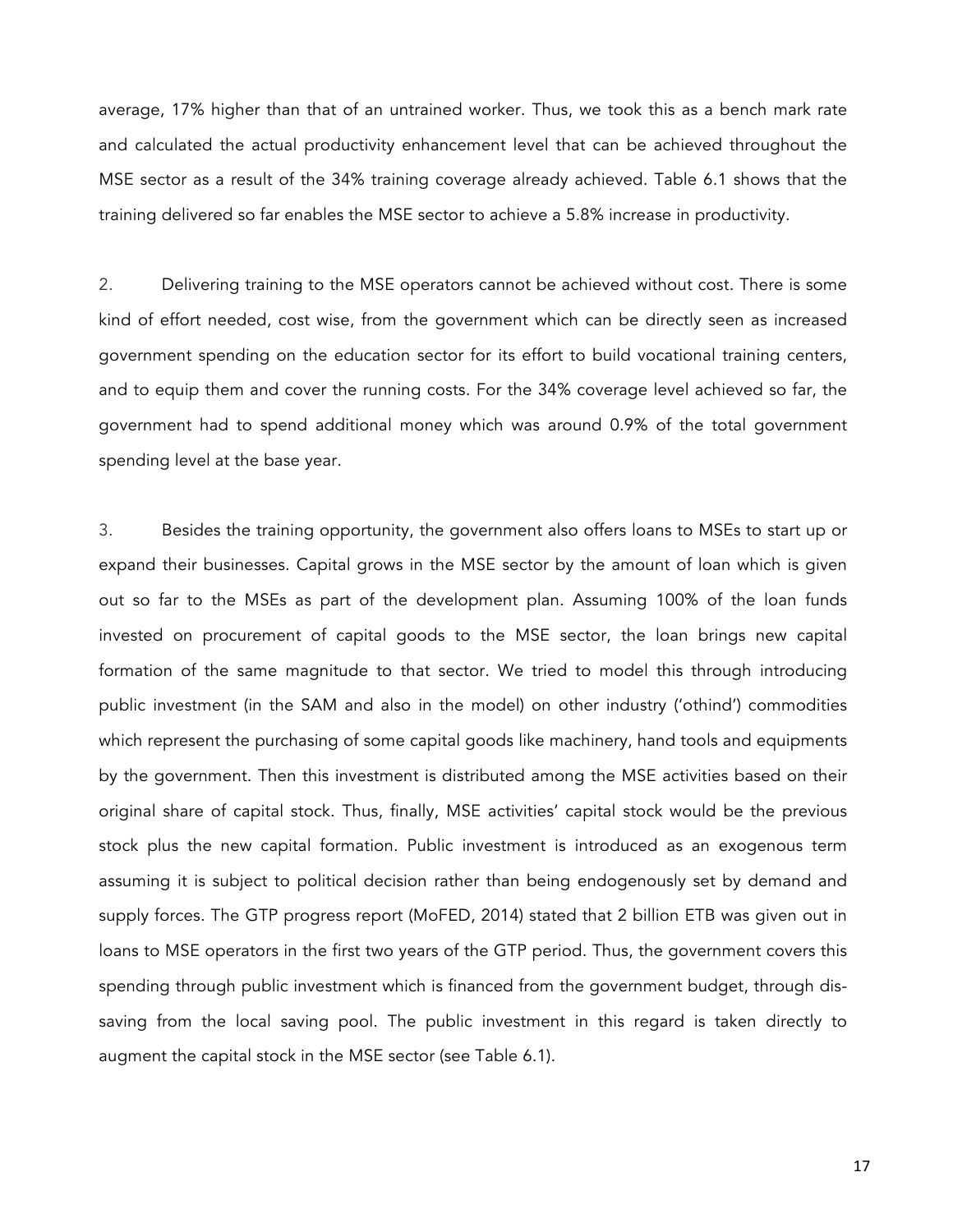average, 17% higher than that of an untrained worker. Thus, we took this as a bench mark rate and calculated the actual productivity enhancement level that can be achieved throughout the MSE sector as a result of the 34% training coverage already achieved. Table 6.1 shows that the training delivered so far enables the MSE sector to achieve a 5.8% increase in productivity.

2. Delivering training to the MSE operators cannot be achieved without cost. There is some kind of effort needed, cost wise, from the government which can be directly seen as increased government spending on the education sector for its effort to build vocational training centers, and to equip them and cover the running costs. For the 34% coverage level achieved so far, the government had to spend additional money which was around 0.9% of the total government spending level at the base year.

3. Besides the training opportunity, the government also offers loans to MSEs to start up or expand their businesses. Capital grows in the MSE sector by the amount of loan which is given out so far to the MSEs as part of the development plan. Assuming 100% of the loan funds invested on procurement of capital goods to the MSE sector, the loan brings new capital formation of the same magnitude to that sector. We tried to model this through introducing public investment (in the SAM and also in the model) on other industry ('othind') commodities which represent the purchasing of some capital goods like machinery, hand tools and equipments by the government. Then this investment is distributed among the MSE activities based on their original share of capital stock. Thus, finally, MSE activities' capital stock would be the previous stock plus the new capital formation. Public investment is introduced as an exogenous term assuming it is subject to political decision rather than being endogenously set by demand and supply forces. The GTP progress report (MoFED, 2014) stated that 2 billion ETB was given out in loans to MSE operators in the first two years of the GTP period. Thus, the government covers this spending through public investment which is financed from the government budget, through dis-saving from the local saving pool. The public investment in this regard is taken directly to augment the capital stock in the MSE sector (see Table 6.1).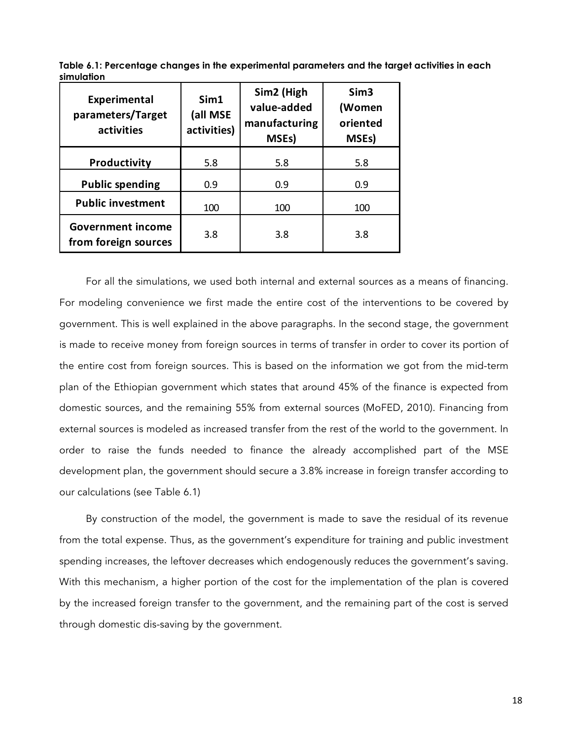**Table 6.1: Percentage changes in the experimental parameters and the target activities in each simulation**

| Experimental parameters/Target activities | Sim1 (all MSE activities) | Sim2 (High value-added manufacturing MSEs) | Sim3 (Women oriented MSEs) |
|---|---|---|---|
| **Productivity** | 5.8 | 5.8 | 5.8 |
| **Public spending** | 0.9 | 0.9 | 0.9 |
| **Public investment** | 100 | 100 | 100 |
| **Government income from foreign sources** | 3.8 | 3.8 | 3.8 |

For all the simulations, we used both internal and external sources as a means of financing. For modeling convenience we first made the entire cost of the interventions to be covered by government. This is well explained in the above paragraphs. In the second stage, the government is made to receive money from foreign sources in terms of transfer in order to cover its portion of the entire cost from foreign sources. This is based on the information we got from the mid-term plan of the Ethiopian government which states that around 45% of the finance is expected from domestic sources, and the remaining 55% from external sources (MoFED, 2010). Financing from external sources is modeled as increased transfer from the rest of the world to the government. In order to raise the funds needed to finance the already accomplished part of the MSE development plan, the government should secure a 3.8% increase in foreign transfer according to our calculations (see Table 6.1)

By construction of the model, the government is made to save the residual of its revenue from the total expense. Thus, as the government's expenditure for training and public investment spending increases, the leftover decreases which endogenously reduces the government's saving. With this mechanism, a higher portion of the cost for the implementation of the plan is covered by the increased foreign transfer to the government, and the remaining part of the cost is served through domestic dis-saving by the government.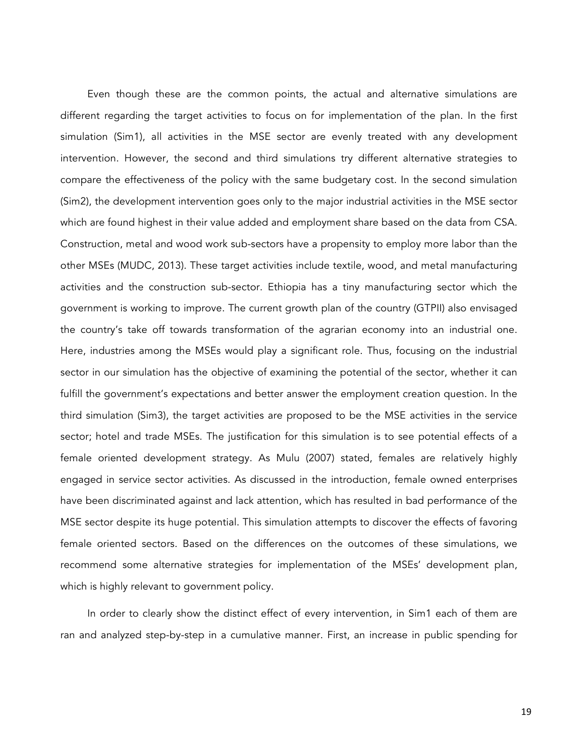Even though these are the common points, the actual and alternative simulations are different regarding the target activities to focus on for implementation of the plan. In the first simulation (Sim1), all activities in the MSE sector are evenly treated with any development intervention. However, the second and third simulations try different alternative strategies to compare the effectiveness of the policy with the same budgetary cost. In the second simulation (Sim2), the development intervention goes only to the major industrial activities in the MSE sector which are found highest in their value added and employment share based on the data from CSA. Construction, metal and wood work sub-sectors have a propensity to employ more labor than the other MSEs (MUDC, 2013). These target activities include textile, wood, and metal manufacturing activities and the construction sub-sector. Ethiopia has a tiny manufacturing sector which the government is working to improve. The current growth plan of the country (GTPII) also envisaged the country's take off towards transformation of the agrarian economy into an industrial one. Here, industries among the MSEs would play a significant role. Thus, focusing on the industrial sector in our simulation has the objective of examining the potential of the sector, whether it can fulfill the government's expectations and better answer the employment creation question. In the third simulation (Sim3), the target activities are proposed to be the MSE activities in the service sector; hotel and trade MSEs. The justification for this simulation is to see potential effects of a female oriented development strategy. As Mulu (2007) stated, females are relatively highly engaged in service sector activities. As discussed in the introduction, female owned enterprises have been discriminated against and lack attention, which has resulted in bad performance of the MSE sector despite its huge potential. This simulation attempts to discover the effects of favoring female oriented sectors. Based on the differences on the outcomes of these simulations, we recommend some alternative strategies for implementation of the MSEs' development plan, which is highly relevant to government policy.

In order to clearly show the distinct effect of every intervention, in Sim1 each of them are ran and analyzed step-by-step in a cumulative manner. First, an increase in public spending for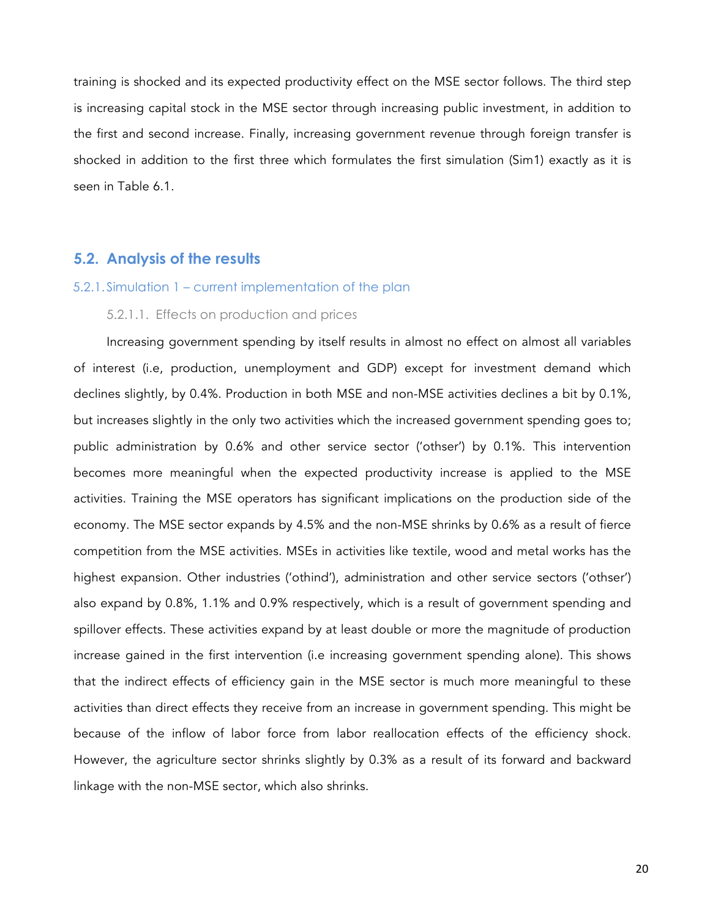training is shocked and its expected productivity effect on the MSE sector follows. The third step is increasing capital stock in the MSE sector through increasing public investment, in addition to the first and second increase. Finally, increasing government revenue through foreign transfer is shocked in addition to the first three which formulates the first simulation (Sim1) exactly as it is seen in Table 6.1.

## 5.2. Analysis of the results

### 5.2.1. Simulation 1 – current implementation of the plan

#### 5.2.1.1. Effects on production and prices

Increasing government spending by itself results in almost no effect on almost all variables of interest (i.e, production, unemployment and GDP) except for investment demand which declines slightly, by 0.4%. Production in both MSE and non-MSE activities declines a bit by 0.1%, but increases slightly in the only two activities which the increased government spending goes to; public administration by 0.6% and other service sector ('othser') by 0.1%. This intervention becomes more meaningful when the expected productivity increase is applied to the MSE activities. Training the MSE operators has significant implications on the production side of the economy. The MSE sector expands by 4.5% and the non-MSE shrinks by 0.6% as a result of fierce competition from the MSE activities. MSEs in activities like textile, wood and metal works has the highest expansion. Other industries ('othind'), administration and other service sectors ('othser') also expand by 0.8%, 1.1% and 0.9% respectively, which is a result of government spending and spillover effects. These activities expand by at least double or more the magnitude of production increase gained in the first intervention (i.e increasing government spending alone). This shows that the indirect effects of efficiency gain in the MSE sector is much more meaningful to these activities than direct effects they receive from an increase in government spending. This might be because of the inflow of labor force from labor reallocation effects of the efficiency shock. However, the agriculture sector shrinks slightly by 0.3% as a result of its forward and backward linkage with the non-MSE sector, which also shrinks.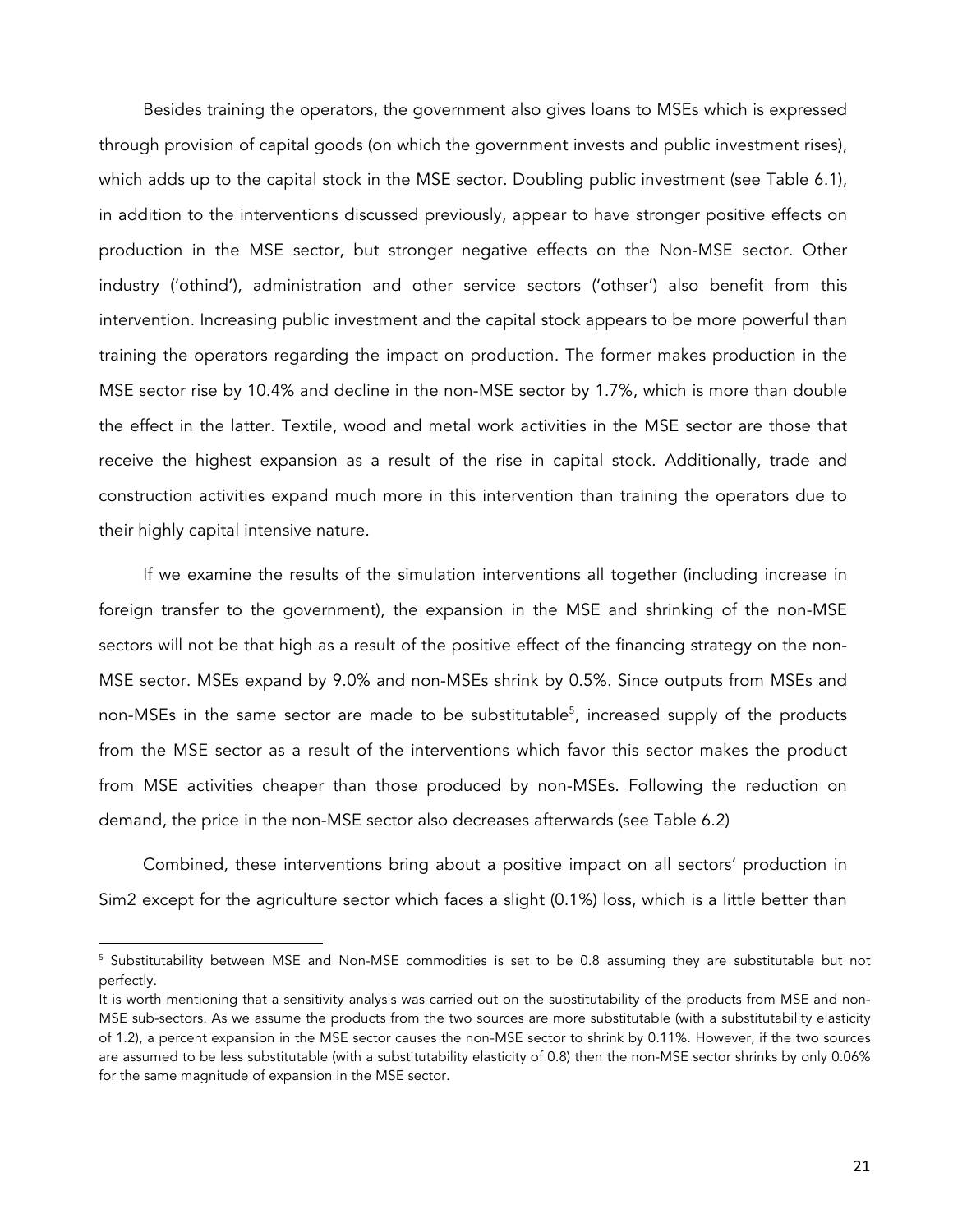Besides training the operators, the government also gives loans to MSEs which is expressed through provision of capital goods (on which the government invests and public investment rises), which adds up to the capital stock in the MSE sector. Doubling public investment (see Table 6.1), in addition to the interventions discussed previously, appear to have stronger positive effects on production in the MSE sector, but stronger negative effects on the Non-MSE sector. Other industry ('othind'), administration and other service sectors ('othser') also benefit from this intervention. Increasing public investment and the capital stock appears to be more powerful than training the operators regarding the impact on production. The former makes production in the MSE sector rise by 10.4% and decline in the non-MSE sector by 1.7%, which is more than double the effect in the latter. Textile, wood and metal work activities in the MSE sector are those that receive the highest expansion as a result of the rise in capital stock. Additionally, trade and construction activities expand much more in this intervention than training the operators due to their highly capital intensive nature.

If we examine the results of the simulation interventions all together (including increase in foreign transfer to the government), the expansion in the MSE and shrinking of the non-MSE sectors will not be that high as a result of the positive effect of the financing strategy on the non-MSE sector. MSEs expand by 9.0% and non-MSEs shrink by 0.5%. Since outputs from MSEs and non-MSEs in the same sector are made to be substitutable[5], increased supply of the products from the MSE sector as a result of the interventions which favor this sector makes the product from MSE activities cheaper than those produced by non-MSEs. Following the reduction on demand, the price in the non-MSE sector also decreases afterwards (see Table 6.2)

Combined, these interventions bring about a positive impact on all sectors' production in Sim2 except for the agriculture sector which faces a slight (0.1%) loss, which is a little better than

---

[5] Substitutability between MSE and Non-MSE commodities is set to be 0.8 assuming they are substitutable but not perfectly.

It is worth mentioning that a sensitivity analysis was carried out on the substitutability of the products from MSE and non-MSE sub-sectors. As we assume the products from the two sources are more substitutable (with a substitutability elasticity of 1.2), a percent expansion in the MSE sector causes the non-MSE sector to shrink by 0.11%. However, if the two sources are assumed to be less substitutable (with a substitutability elasticity of 0.8) then the non-MSE sector shrinks by only 0.06% for the same magnitude of expansion in the MSE sector.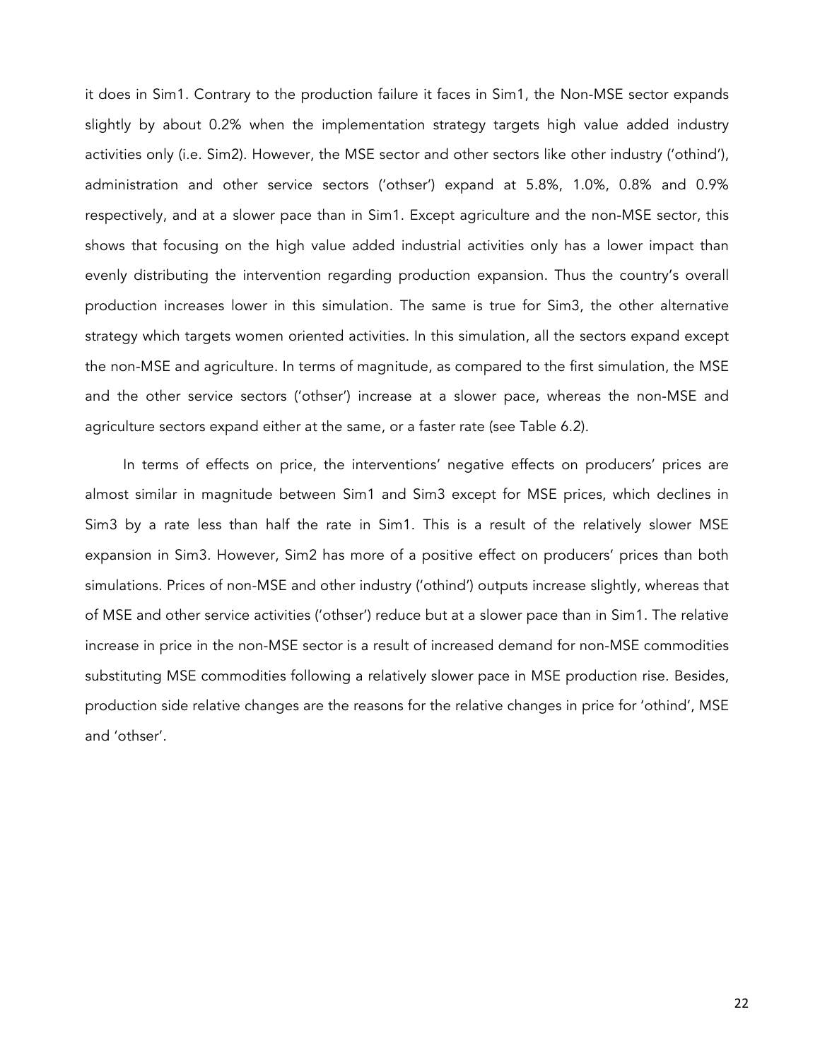it does in Sim1. Contrary to the production failure it faces in Sim1, the Non-MSE sector expands slightly by about 0.2% when the implementation strategy targets high value added industry activities only (i.e. Sim2). However, the MSE sector and other sectors like other industry ('othind'), administration and other service sectors ('othser') expand at 5.8%, 1.0%, 0.8% and 0.9% respectively, and at a slower pace than in Sim1. Except agriculture and the non-MSE sector, this shows that focusing on the high value added industrial activities only has a lower impact than evenly distributing the intervention regarding production expansion. Thus the country's overall production increases lower in this simulation. The same is true for Sim3, the other alternative strategy which targets women oriented activities. In this simulation, all the sectors expand except the non-MSE and agriculture. In terms of magnitude, as compared to the first simulation, the MSE and the other service sectors ('othser') increase at a slower pace, whereas the non-MSE and agriculture sectors expand either at the same, or a faster rate (see Table 6.2).

In terms of effects on price, the interventions' negative effects on producers' prices are almost similar in magnitude between Sim1 and Sim3 except for MSE prices, which declines in Sim3 by a rate less than half the rate in Sim1. This is a result of the relatively slower MSE expansion in Sim3. However, Sim2 has more of a positive effect on producers' prices than both simulations. Prices of non-MSE and other industry ('othind') outputs increase slightly, whereas that of MSE and other service activities ('othser') reduce but at a slower pace than in Sim1. The relative increase in price in the non-MSE sector is a result of increased demand for non-MSE commodities substituting MSE commodities following a relatively slower pace in MSE production rise. Besides, production side relative changes are the reasons for the relative changes in price for 'othind', MSE and 'othser'.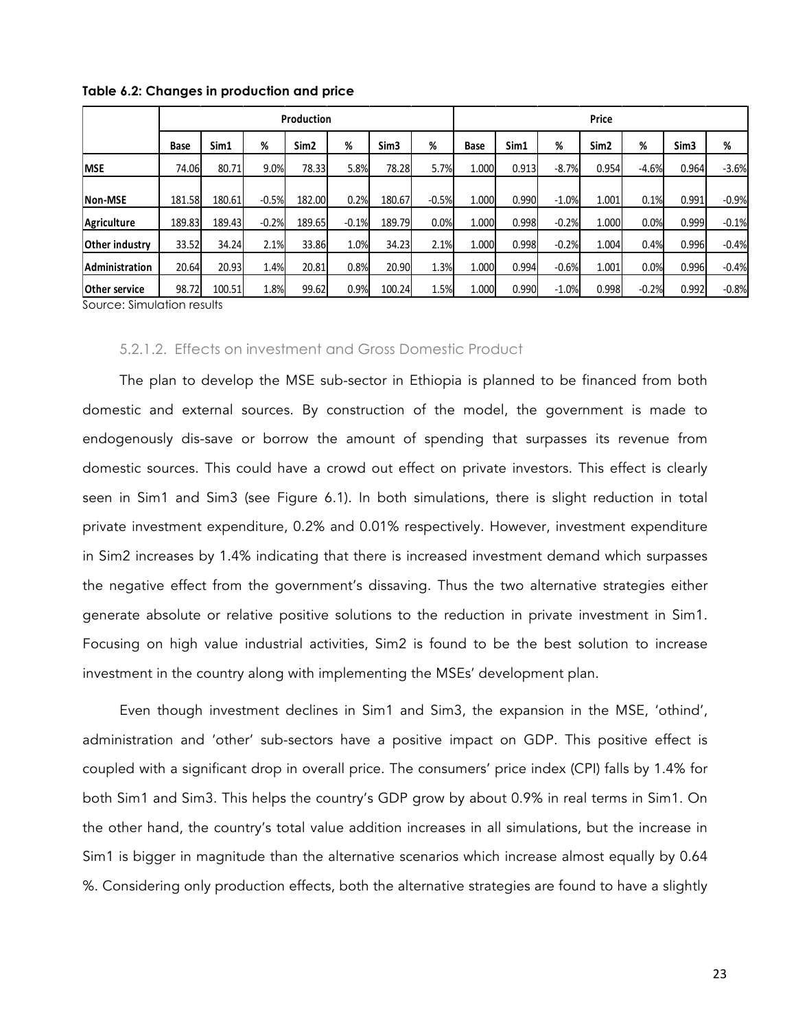**Table 6.2: Changes in production and price**

| | Production | | | | | | | Price | | | | | | |
|---|---|---|---|---|---|---|---|---|---|---|---|---|---|---|
| | Base | Sim1 | % | Sim2 | % | Sim3 | % | Base | Sim1 | % | Sim2 | % | Sim3 | % |
| **MSE** | 74.06 | 80.71 | 9.0% | 78.33 | 5.8% | 78.28 | 5.7% | 1.000 | 0.913 | -8.7% | 0.954 | -4.6% | 0.964 | -3.6% |
| **Non-MSE** | 181.58 | 180.61 | -0.5% | 182.00 | 0.2% | 180.67 | -0.5% | 1.000 | 0.990 | -1.0% | 1.001 | 0.1% | 0.991 | -0.9% |
| **Agriculture** | 189.83 | 189.43 | -0.2% | 189.65 | -0.1% | 189.79 | 0.0% | 1.000 | 0.998 | -0.2% | 1.000 | 0.0% | 0.999 | -0.1% |
| **Other industry** | 33.52 | 34.24 | 2.1% | 33.86 | 1.0% | 34.23 | 2.1% | 1.000 | 0.998 | -0.2% | 1.004 | 0.4% | 0.996 | -0.4% |
| **Administration** | 20.64 | 20.93 | 1.4% | 20.81 | 0.8% | 20.90 | 1.3% | 1.000 | 0.994 | -0.6% | 1.001 | 0.0% | 0.996 | -0.4% |
| **Other service** | 98.72 | 100.51 | 1.8% | 99.62 | 0.9% | 100.24 | 1.5% | 1.000 | 0.990 | -1.0% | 0.998 | -0.2% | 0.992 | -0.8% |

Source: Simulation results

#### 5.2.1.2. Effects on investment and Gross Domestic Product

The plan to develop the MSE sub-sector in Ethiopia is planned to be financed from both domestic and external sources. By construction of the model, the government is made to endogenously dis-save or borrow the amount of spending that surpasses its revenue from domestic sources. This could have a crowd out effect on private investors. This effect is clearly seen in Sim1 and Sim3 (see Figure 6.1). In both simulations, there is slight reduction in total private investment expenditure, 0.2% and 0.01% respectively. However, investment expenditure in Sim2 increases by 1.4% indicating that there is increased investment demand which surpasses the negative effect from the government's dissaving. Thus the two alternative strategies either generate absolute or relative positive solutions to the reduction in private investment in Sim1. Focusing on high value industrial activities, Sim2 is found to be the best solution to increase investment in the country along with implementing the MSEs' development plan.

Even though investment declines in Sim1 and Sim3, the expansion in the MSE, 'othind', administration and 'other' sub-sectors have a positive impact on GDP. This positive effect is coupled with a significant drop in overall price. The consumers' price index (CPI) falls by 1.4% for both Sim1 and Sim3. This helps the country's GDP grow by about 0.9% in real terms in Sim1. On the other hand, the country's total value addition increases in all simulations, but the increase in Sim1 is bigger in magnitude than the alternative scenarios which increase almost equally by 0.64 %. Considering only production effects, both the alternative strategies are found to have a slightly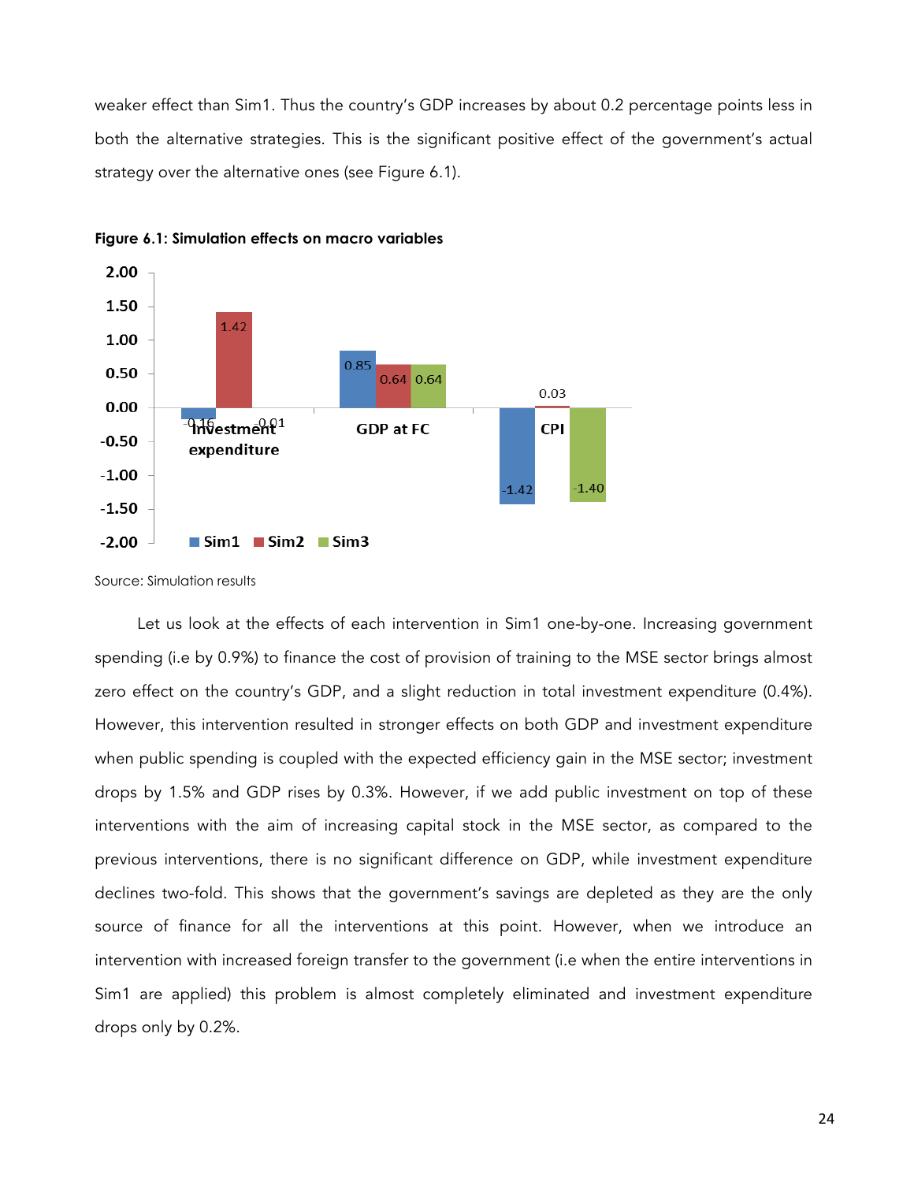weaker effect than Sim1. Thus the country's GDP increases by about 0.2 percentage points less in both the alternative strategies. This is the significant positive effect of the government's actual strategy over the alternative ones (see Figure 6.1).

**Figure 6.1: Simulation effects on macro variables**

2.00
1.50
1.00
0.50
0.00
-0.50
-1.00
-1.50
-2.00

Investment expenditure: -0.16, 1.42, -0.01
GDP at FC: 0.85, 0.64, 0.64
CPI: -1.42, 0.03, -1.40

Sim1 Sim2 Sim3

Source: Simulation results

Let us look at the effects of each intervention in Sim1 one-by-one. Increasing government spending (i.e by 0.9%) to finance the cost of provision of training to the MSE sector brings almost zero effect on the country's GDP, and a slight reduction in total investment expenditure (0.4%). However, this intervention resulted in stronger effects on both GDP and investment expenditure when public spending is coupled with the expected efficiency gain in the MSE sector; investment drops by 1.5% and GDP rises by 0.3%. However, if we add public investment on top of these interventions with the aim of increasing capital stock in the MSE sector, as compared to the previous interventions, there is no significant difference on GDP, while investment expenditure declines two-fold. This shows that the government's savings are depleted as they are the only source of finance for all the interventions at this point. However, when we introduce an intervention with increased foreign transfer to the government (i.e when the entire interventions in Sim1 are applied) this problem is almost completely eliminated and investment expenditure drops only by 0.2%.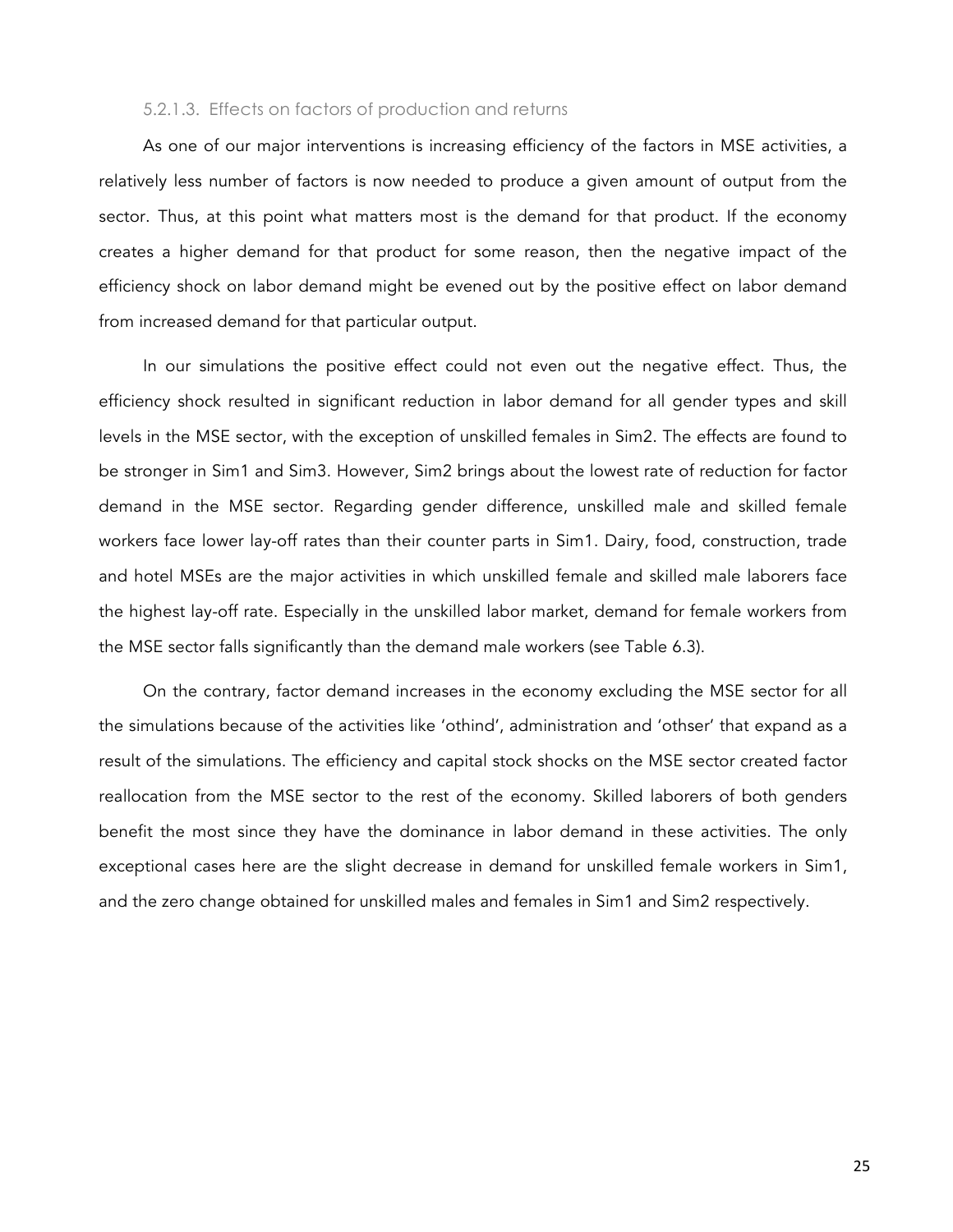#### 5.2.1.3. Effects on factors of production and returns

As one of our major interventions is increasing efficiency of the factors in MSE activities, a relatively less number of factors is now needed to produce a given amount of output from the sector. Thus, at this point what matters most is the demand for that product. If the economy creates a higher demand for that product for some reason, then the negative impact of the efficiency shock on labor demand might be evened out by the positive effect on labor demand from increased demand for that particular output.

In our simulations the positive effect could not even out the negative effect. Thus, the efficiency shock resulted in significant reduction in labor demand for all gender types and skill levels in the MSE sector, with the exception of unskilled females in Sim2. The effects are found to be stronger in Sim1 and Sim3. However, Sim2 brings about the lowest rate of reduction for factor demand in the MSE sector. Regarding gender difference, unskilled male and skilled female workers face lower lay-off rates than their counter parts in Sim1. Dairy, food, construction, trade and hotel MSEs are the major activities in which unskilled female and skilled male laborers face the highest lay-off rate. Especially in the unskilled labor market, demand for female workers from the MSE sector falls significantly than the demand male workers (see Table 6.3).

On the contrary, factor demand increases in the economy excluding the MSE sector for all the simulations because of the activities like 'othind', administration and 'othser' that expand as a result of the simulations. The efficiency and capital stock shocks on the MSE sector created factor reallocation from the MSE sector to the rest of the economy. Skilled laborers of both genders benefit the most since they have the dominance in labor demand in these activities. The only exceptional cases here are the slight decrease in demand for unskilled female workers in Sim1, and the zero change obtained for unskilled males and females in Sim1 and Sim2 respectively.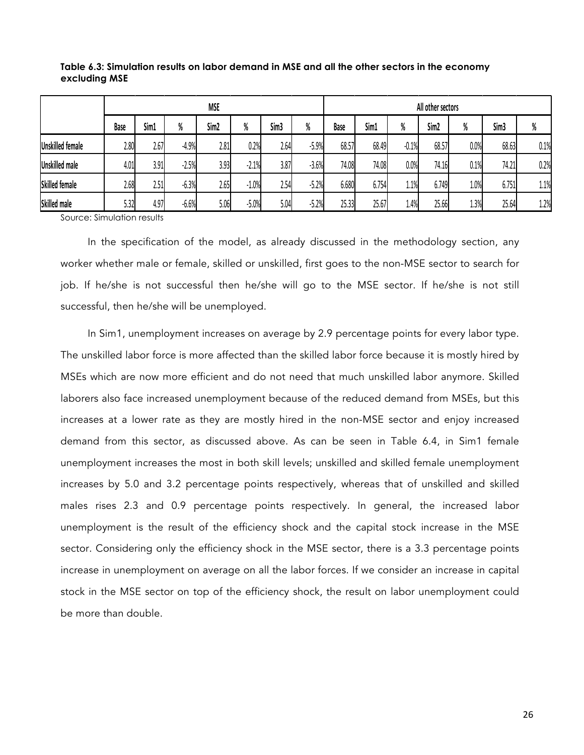**Table 6.3: Simulation results on labor demand in MSE and all the other sectors in the economy excluding MSE**

| | MSE | | | | | | | All other sectors | | | | | | |
|---|---|---|---|---|---|---|---|---|---|---|---|---|---|---|
| | Base | Sim1 | % | Sim2 | % | Sim3 | % | Base | Sim1 | % | Sim2 | % | Sim3 | % |
| Unskilled female | 2.80 | 2.67 | -4.9% | 2.81 | 0.2% | 2.64 | -5.9% | 68.57 | 68.49 | -0.1% | 68.57 | 0.0% | 68.63 | 0.1% |
| Unskilled male | 4.01 | 3.91 | -2.5% | 3.93 | -2.1% | 3.87 | -3.6% | 74.08 | 74.08 | 0.0% | 74.16 | 0.1% | 74.21 | 0.2% |
| Skilled female | 2.68 | 2.51 | -6.3% | 2.65 | -1.0% | 2.54 | -5.2% | 6.680 | 6.754 | 1.1% | 6.749 | 1.0% | 6.751 | 1.1% |
| Skilled male | 5.32 | 4.97 | -6.6% | 5.06 | -5.0% | 5.04 | -5.2% | 25.33 | 25.67 | 1.4% | 25.66 | 1.3% | 25.64 | 1.2% |

Source: Simulation results

In the specification of the model, as already discussed in the methodology section, any worker whether male or female, skilled or unskilled, first goes to the non-MSE sector to search for job. If he/she is not successful then he/she will go to the MSE sector. If he/she is not still successful, then he/she will be unemployed.

In Sim1, unemployment increases on average by 2.9 percentage points for every labor type. The unskilled labor force is more affected than the skilled labor force because it is mostly hired by MSEs which are now more efficient and do not need that much unskilled labor anymore. Skilled laborers also face increased unemployment because of the reduced demand from MSEs, but this increases at a lower rate as they are mostly hired in the non-MSE sector and enjoy increased demand from this sector, as discussed above. As can be seen in Table 6.4, in Sim1 female unemployment increases the most in both skill levels; unskilled and skilled female unemployment increases by 5.0 and 3.2 percentage points respectively, whereas that of unskilled and skilled males rises 2.3 and 0.9 percentage points respectively. In general, the increased labor unemployment is the result of the efficiency shock and the capital stock increase in the MSE sector. Considering only the efficiency shock in the MSE sector, there is a 3.3 percentage points increase in unemployment on average on all the labor forces. If we consider an increase in capital stock in the MSE sector on top of the efficiency shock, the result on labor unemployment could be more than double.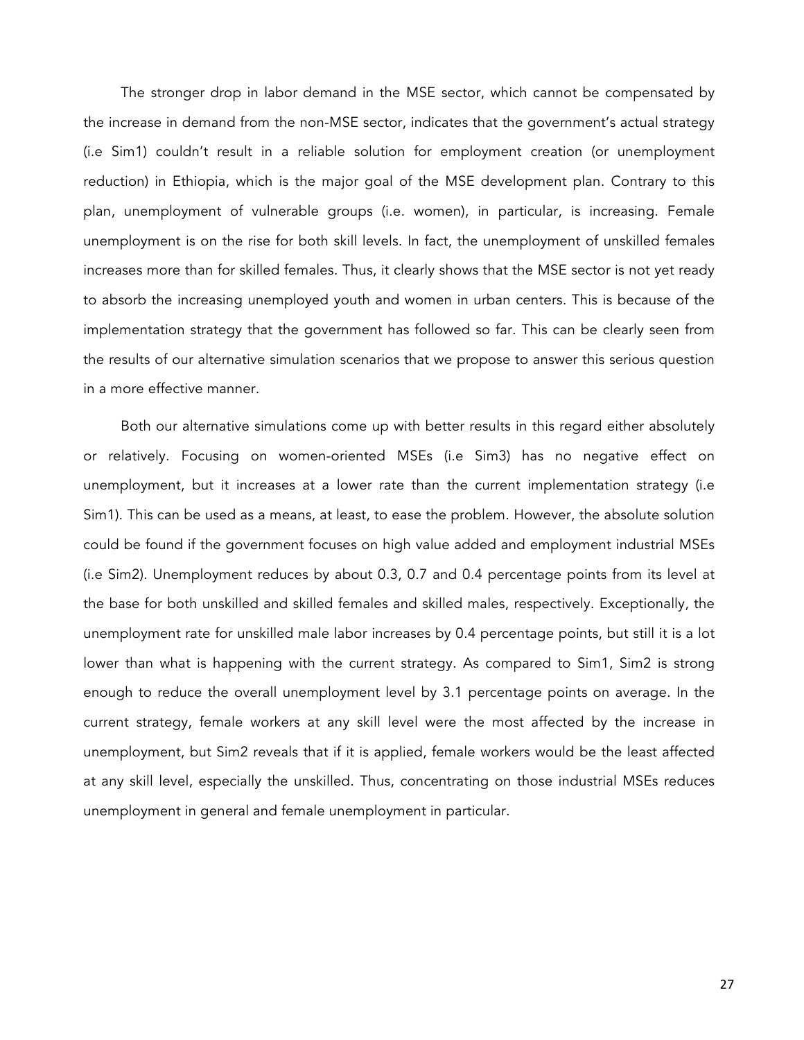The stronger drop in labor demand in the MSE sector, which cannot be compensated by the increase in demand from the non-MSE sector, indicates that the government's actual strategy (i.e Sim1) couldn't result in a reliable solution for employment creation (or unemployment reduction) in Ethiopia, which is the major goal of the MSE development plan. Contrary to this plan, unemployment of vulnerable groups (i.e. women), in particular, is increasing. Female unemployment is on the rise for both skill levels. In fact, the unemployment of unskilled females increases more than for skilled females. Thus, it clearly shows that the MSE sector is not yet ready to absorb the increasing unemployed youth and women in urban centers. This is because of the implementation strategy that the government has followed so far. This can be clearly seen from the results of our alternative simulation scenarios that we propose to answer this serious question in a more effective manner.

Both our alternative simulations come up with better results in this regard either absolutely or relatively. Focusing on women-oriented MSEs (i.e Sim3) has no negative effect on unemployment, but it increases at a lower rate than the current implementation strategy (i.e Sim1). This can be used as a means, at least, to ease the problem. However, the absolute solution could be found if the government focuses on high value added and employment industrial MSEs (i.e Sim2). Unemployment reduces by about 0.3, 0.7 and 0.4 percentage points from its level at the base for both unskilled and skilled females and skilled males, respectively. Exceptionally, the unemployment rate for unskilled male labor increases by 0.4 percentage points, but still it is a lot lower than what is happening with the current strategy. As compared to Sim1, Sim2 is strong enough to reduce the overall unemployment level by 3.1 percentage points on average. In the current strategy, female workers at any skill level were the most affected by the increase in unemployment, but Sim2 reveals that if it is applied, female workers would be the least affected at any skill level, especially the unskilled. Thus, concentrating on those industrial MSEs reduces unemployment in general and female unemployment in particular.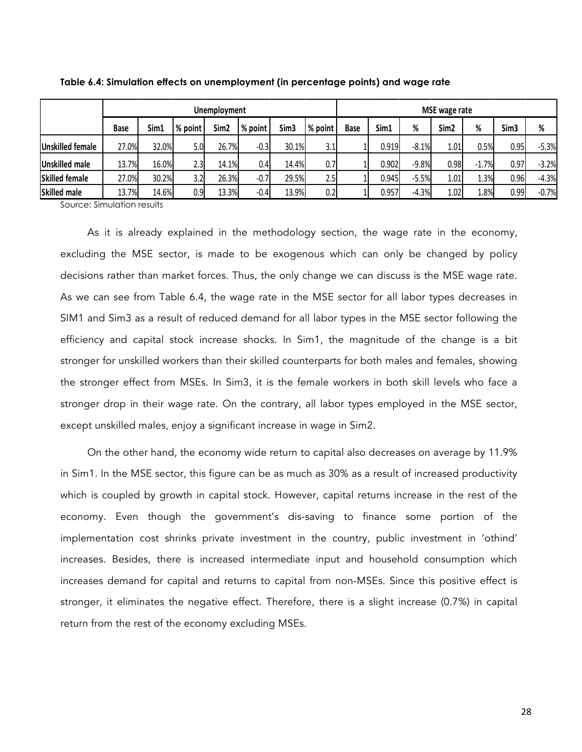**Table 6.4: Simulation effects on unemployment (in percentage points) and wage rate**

| | Unemployment | | | | | | | MSE wage rate | | | | | | |
|---|---|---|---|---|---|---|---|---|---|---|---|---|---|---|
| | Base | Sim1 | % point | Sim2 | % point | Sim3 | % point | Base | Sim1 | % | Sim2 | % | Sim3 | % |
| **Unskilled female** | 27.0% | 32.0% | 5.0 | 26.7% | -0.3 | 30.1% | 3.1 | 1 | 0.919 | -8.1% | 1.01 | 0.5% | 0.95 | -5.3% |
| **Unskilled male** | 13.7% | 16.0% | 2.3 | 14.1% | 0.4 | 14.4% | 0.7 | 1 | 0.902 | -9.8% | 0.98 | -1.7% | 0.97 | -3.2% |
| **Skilled female** | 27.0% | 30.2% | 3.2 | 26.3% | -0.7 | 29.5% | 2.5 | 1 | 0.945 | -5.5% | 1.01 | 1.3% | 0.96 | -4.3% |
| **Skilled male** | 13.7% | 14.6% | 0.9 | 13.3% | -0.4 | 13.9% | 0.2 | 1 | 0.957 | -4.3% | 1.02 | 1.8% | 0.99 | -0.7% |

Source: Simulation results

As it is already explained in the methodology section, the wage rate in the economy, excluding the MSE sector, is made to be exogenous which can only be changed by policy decisions rather than market forces. Thus, the only change we can discuss is the MSE wage rate. As we can see from Table 6.4, the wage rate in the MSE sector for all labor types decreases in SIM1 and Sim3 as a result of reduced demand for all labor types in the MSE sector following the efficiency and capital stock increase shocks. In Sim1, the magnitude of the change is a bit stronger for unskilled workers than their skilled counterparts for both males and females, showing the stronger effect from MSEs. In Sim3, it is the female workers in both skill levels who face a stronger drop in their wage rate. On the contrary, all labor types employed in the MSE sector, except unskilled males, enjoy a significant increase in wage in Sim2.

On the other hand, the economy wide return to capital also decreases on average by 11.9% in Sim1. In the MSE sector, this figure can be as much as 30% as a result of increased productivity which is coupled by growth in capital stock. However, capital returns increase in the rest of the economy. Even though the government's dis-saving to finance some portion of the implementation cost shrinks private investment in the country, public investment in 'othind' increases. Besides, there is increased intermediate input and household consumption which increases demand for capital and returns to capital from non-MSEs. Since this positive effect is stronger, it eliminates the negative effect. Therefore, there is a slight increase (0.7%) in capital return from the rest of the economy excluding MSEs.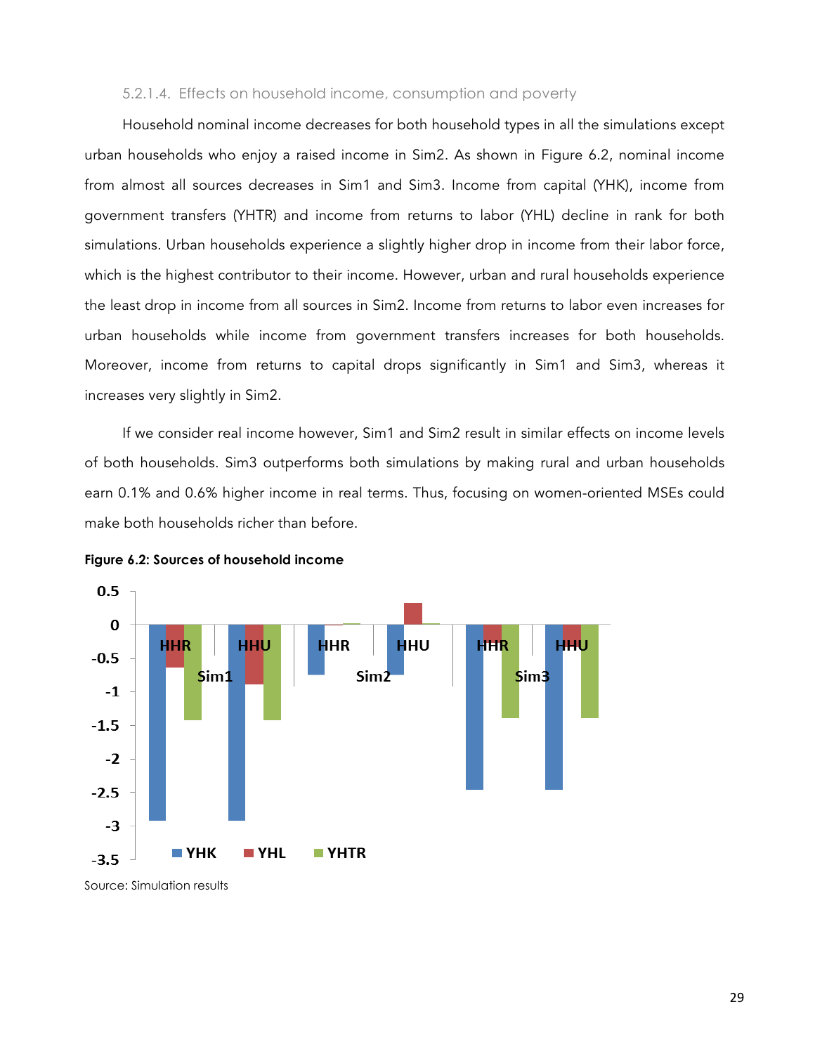### 5.2.1.4. Effects on household income, consumption and poverty

Household nominal income decreases for both household types in all the simulations except urban households who enjoy a raised income in Sim2. As shown in Figure 6.2, nominal income from almost all sources decreases in Sim1 and Sim3. Income from capital (YHK), income from government transfers (YHTR) and income from returns to labor (YHL) decline in rank for both simulations. Urban households experience a slightly higher drop in income from their labor force, which is the highest contributor to their income. However, urban and rural households experience the least drop in income from all sources in Sim2. Income from returns to labor even increases for urban households while income from government transfers increases for both households. Moreover, income from returns to capital drops significantly in Sim1 and Sim3, whereas it increases very slightly in Sim2.

If we consider real income however, Sim1 and Sim2 result in similar effects on income levels of both households. Sim3 outperforms both simulations by making rural and urban households earn 0.1% and 0.6% higher income in real terms. Thus, focusing on women-oriented MSEs could make both households richer than before.

**Figure 6.2: Sources of household income**

0.5
0
-0.5
-1
-1.5
-2
-2.5
-3
-3.5

HHR HHU HHR HHU HHR HHU

Sim1 Sim2 Sim3

YHK YHL YHTR

Source: Simulation results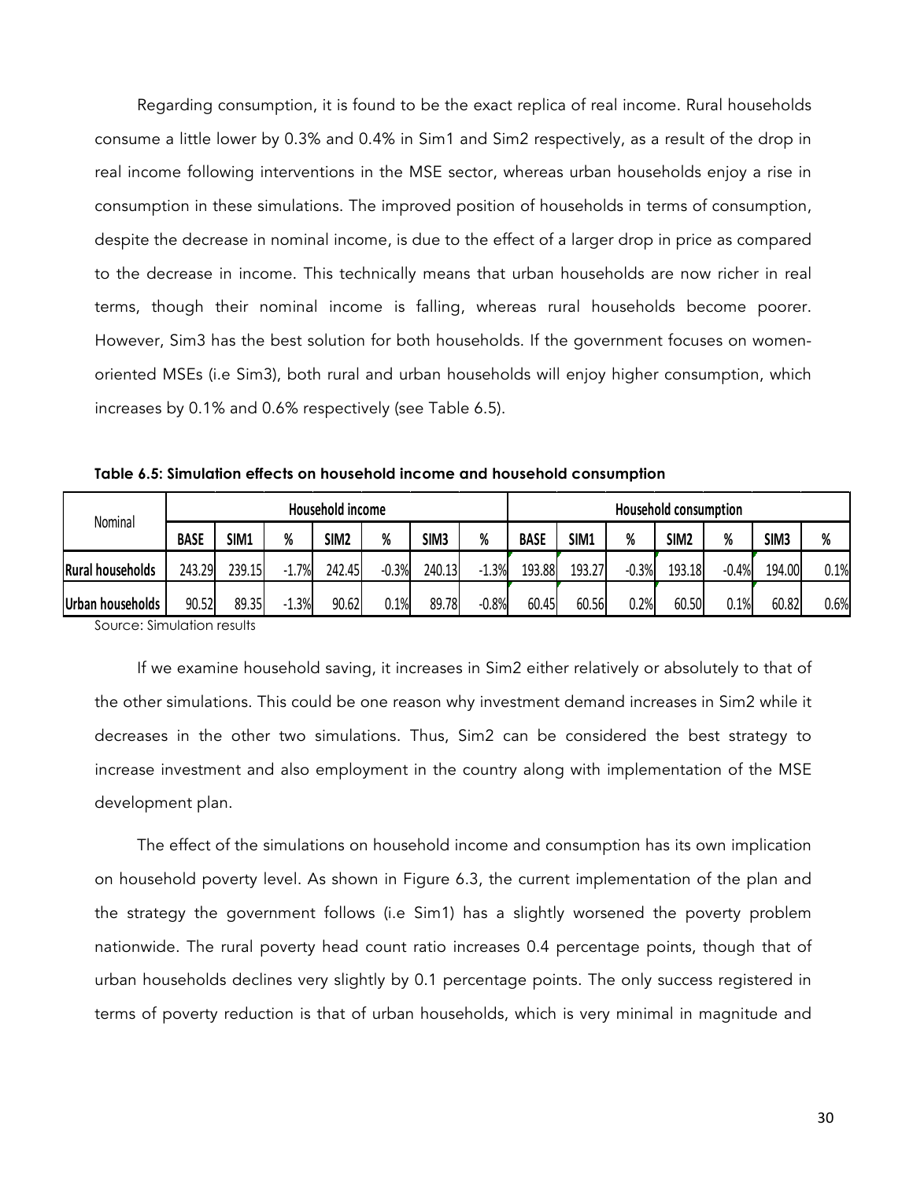Regarding consumption, it is found to be the exact replica of real income. Rural households consume a little lower by 0.3% and 0.4% in Sim1 and Sim2 respectively, as a result of the drop in real income following interventions in the MSE sector, whereas urban households enjoy a rise in consumption in these simulations. The improved position of households in terms of consumption, despite the decrease in nominal income, is due to the effect of a larger drop in price as compared to the decrease in income. This technically means that urban households are now richer in real terms, though their nominal income is falling, whereas rural households become poorer. However, Sim3 has the best solution for both households. If the government focuses on women-oriented MSEs (i.e Sim3), both rural and urban households will enjoy higher consumption, which increases by 0.1% and 0.6% respectively (see Table 6.5).

**Table 6.5: Simulation effects on household income and household consumption**

| Nominal | Household income | | | | | | | Household consumption | | | | | | |
|---|---|---|---|---|---|---|---|---|---|---|---|---|---|---|
| | BASE | SIM1 | % | SIM2 | % | SIM3 | % | BASE | SIM1 | % | SIM2 | % | SIM3 | % |
| **Rural households** | 243.29 | 239.15 | -1.7% | 242.45 | -0.3% | 240.13 | -1.3% | 193.88 | 193.27 | -0.3% | 193.18 | -0.4% | 194.00 | 0.1% |
| **Urban households** | 90.52 | 89.35 | -1.3% | 90.62 | 0.1% | 89.78 | -0.8% | 60.45 | 60.56 | 0.2% | 60.50 | 0.1% | 60.82 | 0.6% |

Source: Simulation results

If we examine household saving, it increases in Sim2 either relatively or absolutely to that of the other simulations. This could be one reason why investment demand increases in Sim2 while it decreases in the other two simulations. Thus, Sim2 can be considered the best strategy to increase investment and also employment in the country along with implementation of the MSE development plan.

The effect of the simulations on household income and consumption has its own implication on household poverty level. As shown in Figure 6.3, the current implementation of the plan and the strategy the government follows (i.e Sim1) has a slightly worsened the poverty problem nationwide. The rural poverty head count ratio increases 0.4 percentage points, though that of urban households declines very slightly by 0.1 percentage points. The only success registered in terms of poverty reduction is that of urban households, which is very minimal in magnitude and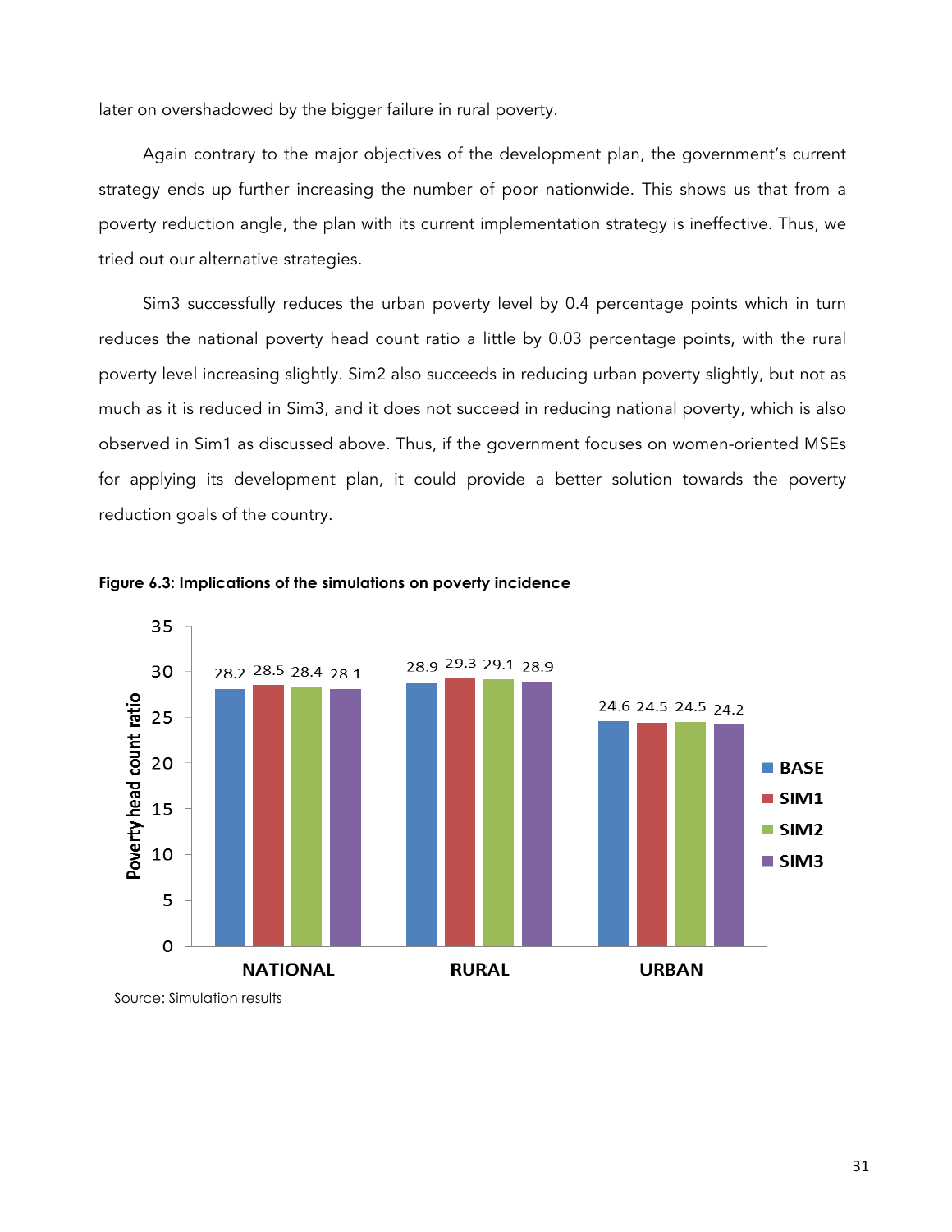later on overshadowed by the bigger failure in rural poverty.

Again contrary to the major objectives of the development plan, the government's current strategy ends up further increasing the number of poor nationwide. This shows us that from a poverty reduction angle, the plan with its current implementation strategy is ineffective. Thus, we tried out our alternative strategies.

Sim3 successfully reduces the urban poverty level by 0.4 percentage points which in turn reduces the national poverty head count ratio a little by 0.03 percentage points, with the rural poverty level increasing slightly. Sim2 also succeeds in reducing urban poverty slightly, but not as much as it is reduced in Sim3, and it does not succeed in reducing national poverty, which is also observed in Sim1 as discussed above. Thus, if the government focuses on women-oriented MSEs for applying its development plan, it could provide a better solution towards the poverty reduction goals of the country.

**Figure 6.3: Implications of the simulations on poverty incidence**

Poverty head count ratio

35
30
25
20
15
10
5
0

NATIONAL: 28.2 28.5 28.4 28.1

RURAL: 28.9 29.3 29.1 28.9

URBAN: 24.6 24.5 24.5 24.2

BASE
SIM1
SIM2
SIM3

Source: Simulation results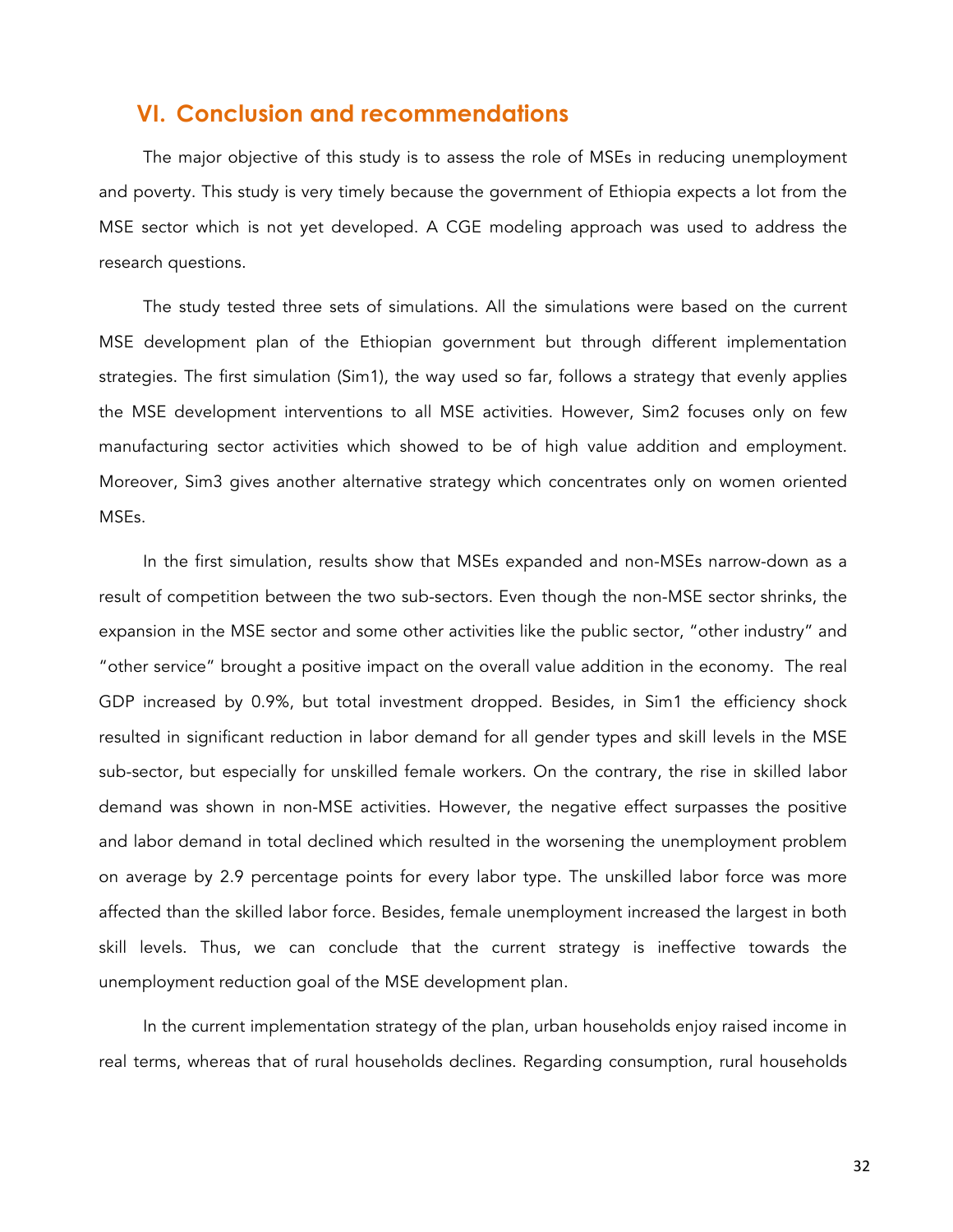## VI. Conclusion and recommendations

The major objective of this study is to assess the role of MSEs in reducing unemployment and poverty. This study is very timely because the government of Ethiopia expects a lot from the MSE sector which is not yet developed. A CGE modeling approach was used to address the research questions.

The study tested three sets of simulations. All the simulations were based on the current MSE development plan of the Ethiopian government but through different implementation strategies. The first simulation (Sim1), the way used so far, follows a strategy that evenly applies the MSE development interventions to all MSE activities. However, Sim2 focuses only on few manufacturing sector activities which showed to be of high value addition and employment. Moreover, Sim3 gives another alternative strategy which concentrates only on women oriented MSEs.

In the first simulation, results show that MSEs expanded and non-MSEs narrow-down as a result of competition between the two sub-sectors. Even though the non-MSE sector shrinks, the expansion in the MSE sector and some other activities like the public sector, "other industry" and "other service" brought a positive impact on the overall value addition in the economy. The real GDP increased by 0.9%, but total investment dropped. Besides, in Sim1 the efficiency shock resulted in significant reduction in labor demand for all gender types and skill levels in the MSE sub-sector, but especially for unskilled female workers. On the contrary, the rise in skilled labor demand was shown in non-MSE activities. However, the negative effect surpasses the positive and labor demand in total declined which resulted in the worsening the unemployment problem on average by 2.9 percentage points for every labor type. The unskilled labor force was more affected than the skilled labor force. Besides, female unemployment increased the largest in both skill levels. Thus, we can conclude that the current strategy is ineffective towards the unemployment reduction goal of the MSE development plan.

In the current implementation strategy of the plan, urban households enjoy raised income in real terms, whereas that of rural households declines. Regarding consumption, rural households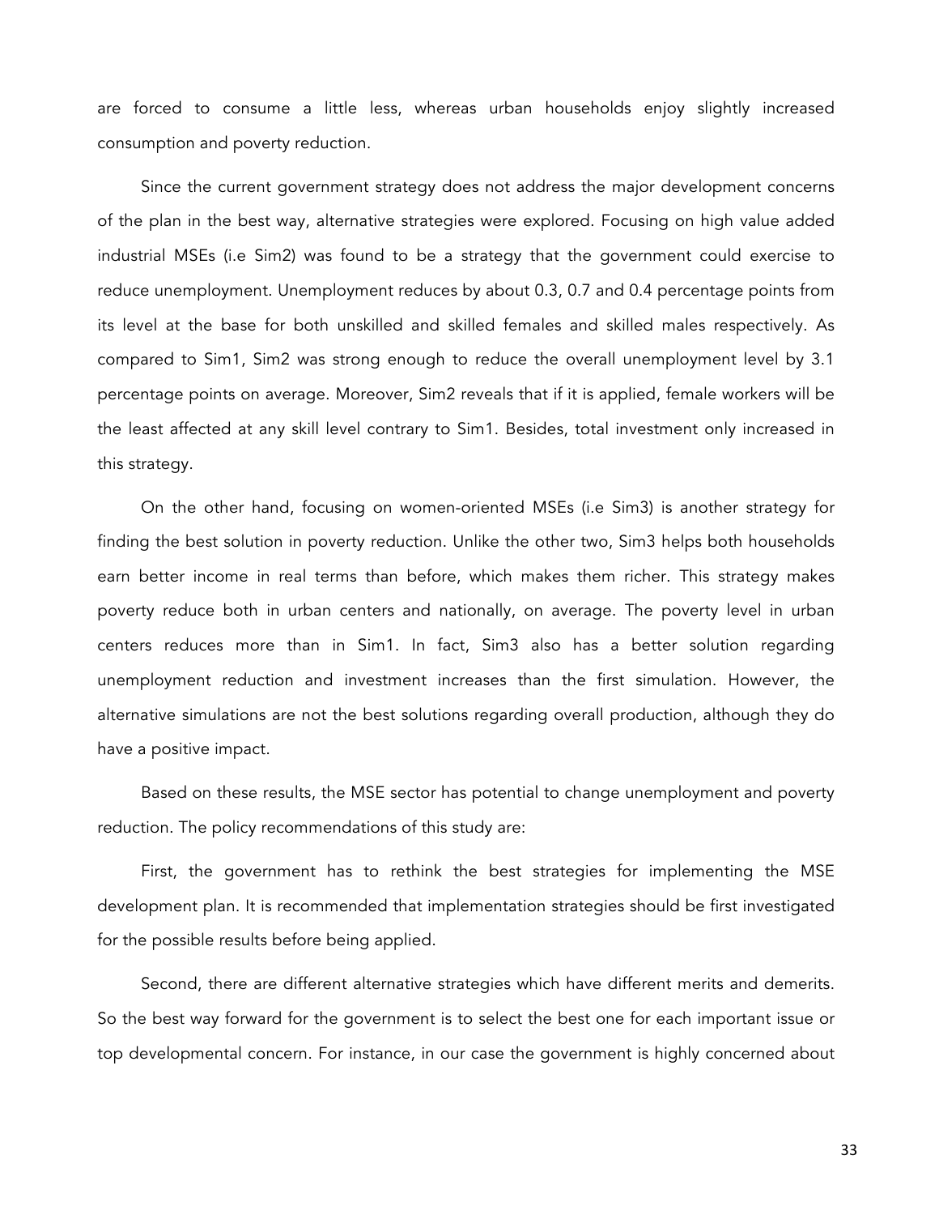are forced to consume a little less, whereas urban households enjoy slightly increased consumption and poverty reduction.

Since the current government strategy does not address the major development concerns of the plan in the best way, alternative strategies were explored. Focusing on high value added industrial MSEs (i.e Sim2) was found to be a strategy that the government could exercise to reduce unemployment. Unemployment reduces by about 0.3, 0.7 and 0.4 percentage points from its level at the base for both unskilled and skilled females and skilled males respectively. As compared to Sim1, Sim2 was strong enough to reduce the overall unemployment level by 3.1 percentage points on average. Moreover, Sim2 reveals that if it is applied, female workers will be the least affected at any skill level contrary to Sim1. Besides, total investment only increased in this strategy.

On the other hand, focusing on women-oriented MSEs (i.e Sim3) is another strategy for finding the best solution in poverty reduction. Unlike the other two, Sim3 helps both households earn better income in real terms than before, which makes them richer. This strategy makes poverty reduce both in urban centers and nationally, on average. The poverty level in urban centers reduces more than in Sim1. In fact, Sim3 also has a better solution regarding unemployment reduction and investment increases than the first simulation. However, the alternative simulations are not the best solutions regarding overall production, although they do have a positive impact.

Based on these results, the MSE sector has potential to change unemployment and poverty reduction. The policy recommendations of this study are:

First, the government has to rethink the best strategies for implementing the MSE development plan. It is recommended that implementation strategies should be first investigated for the possible results before being applied.

Second, there are different alternative strategies which have different merits and demerits. So the best way forward for the government is to select the best one for each important issue or top developmental concern. For instance, in our case the government is highly concerned about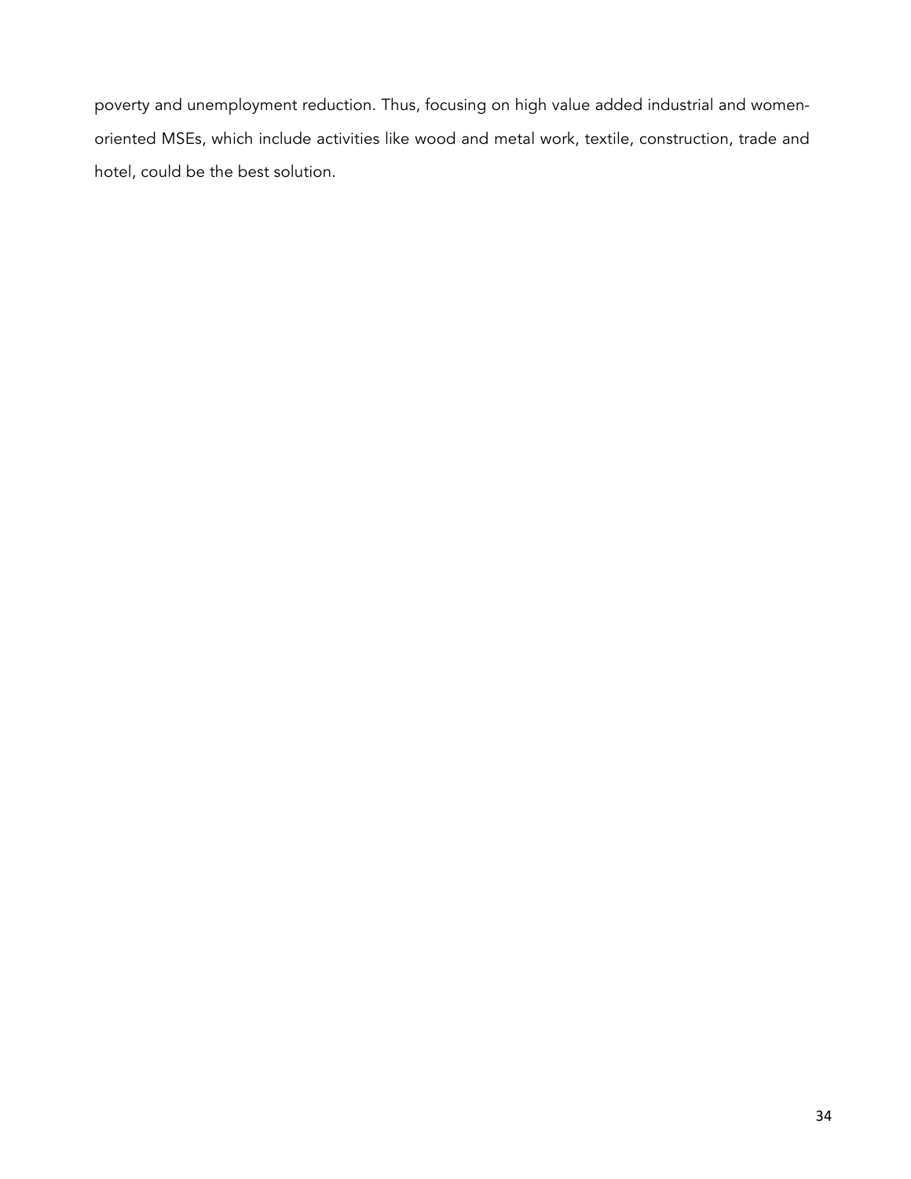poverty and unemployment reduction. Thus, focusing on high value added industrial and women-oriented MSEs, which include activities like wood and metal work, textile, construction, trade and hotel, could be the best solution.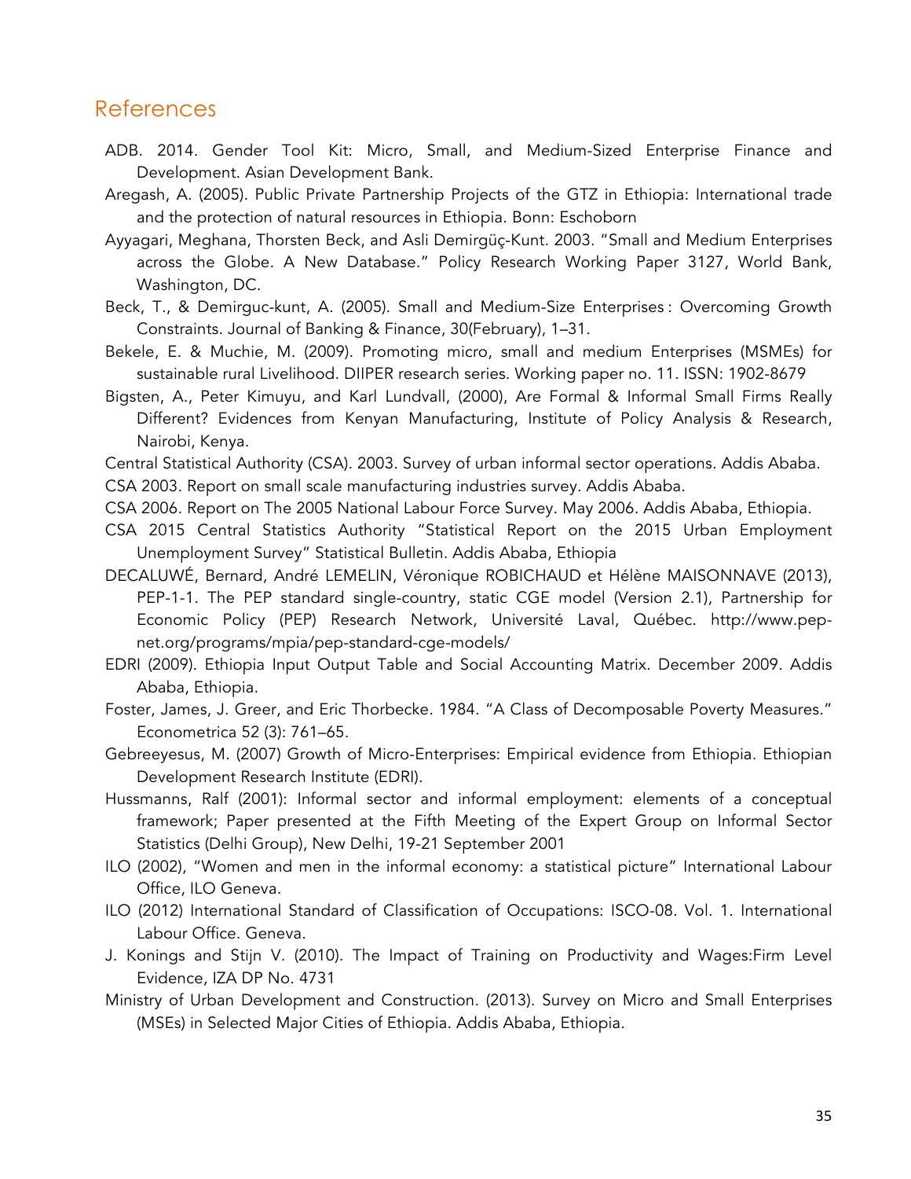## References

ADB. 2014. Gender Tool Kit: Micro, Small, and Medium-Sized Enterprise Finance and Development. Asian Development Bank.

Aregash, A. (2005). Public Private Partnership Projects of the GTZ in Ethiopia: International trade and the protection of natural resources in Ethiopia. Bonn: Eschoborn

Ayyagari, Meghana, Thorsten Beck, and Asli Demirgüç-Kunt. 2003. "Small and Medium Enterprises across the Globe. A New Database." Policy Research Working Paper 3127, World Bank, Washington, DC.

Beck, T., & Demirguc-kunt, A. (2005). Small and Medium-Size Enterprises : Overcoming Growth Constraints. Journal of Banking & Finance, 30(February), 1–31.

Bekele, E. & Muchie, M. (2009). Promoting micro, small and medium Enterprises (MSMEs) for sustainable rural Livelihood. DIIPER research series. Working paper no. 11. ISSN: 1902-8679

Bigsten, A., Peter Kimuyu, and Karl Lundvall, (2000), Are Formal & Informal Small Firms Really Different? Evidences from Kenyan Manufacturing, Institute of Policy Analysis & Research, Nairobi, Kenya.

Central Statistical Authority (CSA). 2003. Survey of urban informal sector operations. Addis Ababa.

CSA 2003. Report on small scale manufacturing industries survey. Addis Ababa.

CSA 2006. Report on The 2005 National Labour Force Survey. May 2006. Addis Ababa, Ethiopia.

CSA 2015 Central Statistics Authority "Statistical Report on the 2015 Urban Employment Unemployment Survey" Statistical Bulletin. Addis Ababa, Ethiopia

DECALUWÉ, Bernard, André LEMELIN, Véronique ROBICHAUD et Hélène MAISONNAVE (2013), PEP-1-1. The PEP standard single-country, static CGE model (Version 2.1), Partnership for Economic Policy (PEP) Research Network, Université Laval, Québec. http://www.pep-net.org/programs/mpia/pep-standard-cge-models/

EDRI (2009). Ethiopia Input Output Table and Social Accounting Matrix. December 2009. Addis Ababa, Ethiopia.

Foster, James, J. Greer, and Eric Thorbecke. 1984. "A Class of Decomposable Poverty Measures." Econometrica 52 (3): 761–65.

Gebreeyesus, M. (2007) Growth of Micro-Enterprises: Empirical evidence from Ethiopia. Ethiopian Development Research Institute (EDRI).

Hussmanns, Ralf (2001): Informal sector and informal employment: elements of a conceptual framework; Paper presented at the Fifth Meeting of the Expert Group on Informal Sector Statistics (Delhi Group), New Delhi, 19-21 September 2001

ILO (2002), "Women and men in the informal economy: a statistical picture" International Labour Office, ILO Geneva.

ILO (2012) International Standard of Classification of Occupations: ISCO-08. Vol. 1. International Labour Office. Geneva.

J. Konings and Stijn V. (2010). The Impact of Training on Productivity and Wages:Firm Level Evidence, IZA DP No. 4731

Ministry of Urban Development and Construction. (2013). Survey on Micro and Small Enterprises (MSEs) in Selected Major Cities of Ethiopia. Addis Ababa, Ethiopia.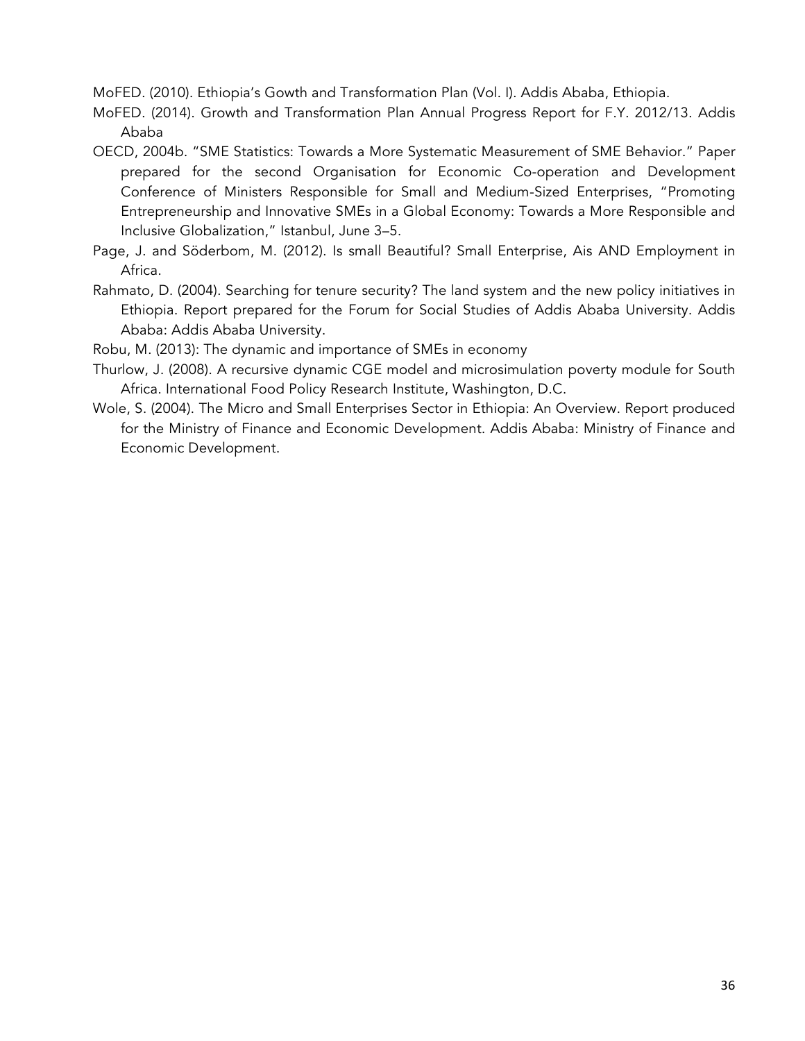MoFED. (2010). Ethiopia's Gowth and Transformation Plan (Vol. I). Addis Ababa, Ethiopia.

MoFED. (2014). Growth and Transformation Plan Annual Progress Report for F.Y. 2012/13. Addis Ababa

OECD, 2004b. "SME Statistics: Towards a More Systematic Measurement of SME Behavior." Paper prepared for the second Organisation for Economic Co-operation and Development Conference of Ministers Responsible for Small and Medium-Sized Enterprises, "Promoting Entrepreneurship and Innovative SMEs in a Global Economy: Towards a More Responsible and Inclusive Globalization," Istanbul, June 3–5.

Page, J. and Söderbom, M. (2012). Is small Beautiful? Small Enterprise, Ais AND Employment in Africa.

Rahmato, D. (2004). Searching for tenure security? The land system and the new policy initiatives in Ethiopia. Report prepared for the Forum for Social Studies of Addis Ababa University. Addis Ababa: Addis Ababa University.

Robu, M. (2013): The dynamic and importance of SMEs in economy

Thurlow, J. (2008). A recursive dynamic CGE model and microsimulation poverty module for South Africa. International Food Policy Research Institute, Washington, D.C.

Wole, S. (2004). The Micro and Small Enterprises Sector in Ethiopia: An Overview. Report produced for the Ministry of Finance and Economic Development. Addis Ababa: Ministry of Finance and Economic Development.